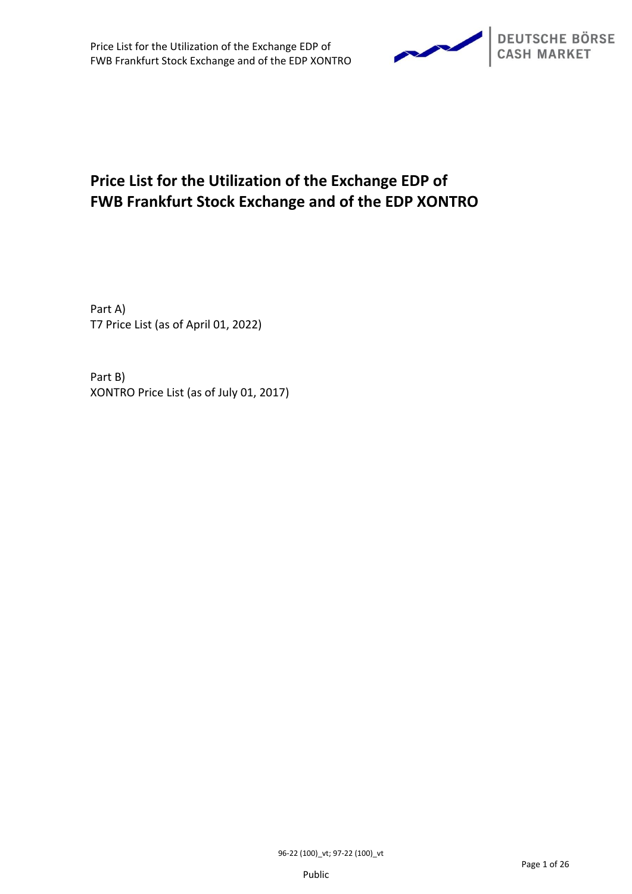# Price List for the Utilization of the Exchange EDP of FWB Frankfurt Stock Exchange and of the EDP XONTRO

Part A)
T7 Price List (as of April 01, 2022)

Part B)
XONTRO Price List (as of July 01, 2017)

96-22 (100)_vt; 97-22 (100)_vt

Public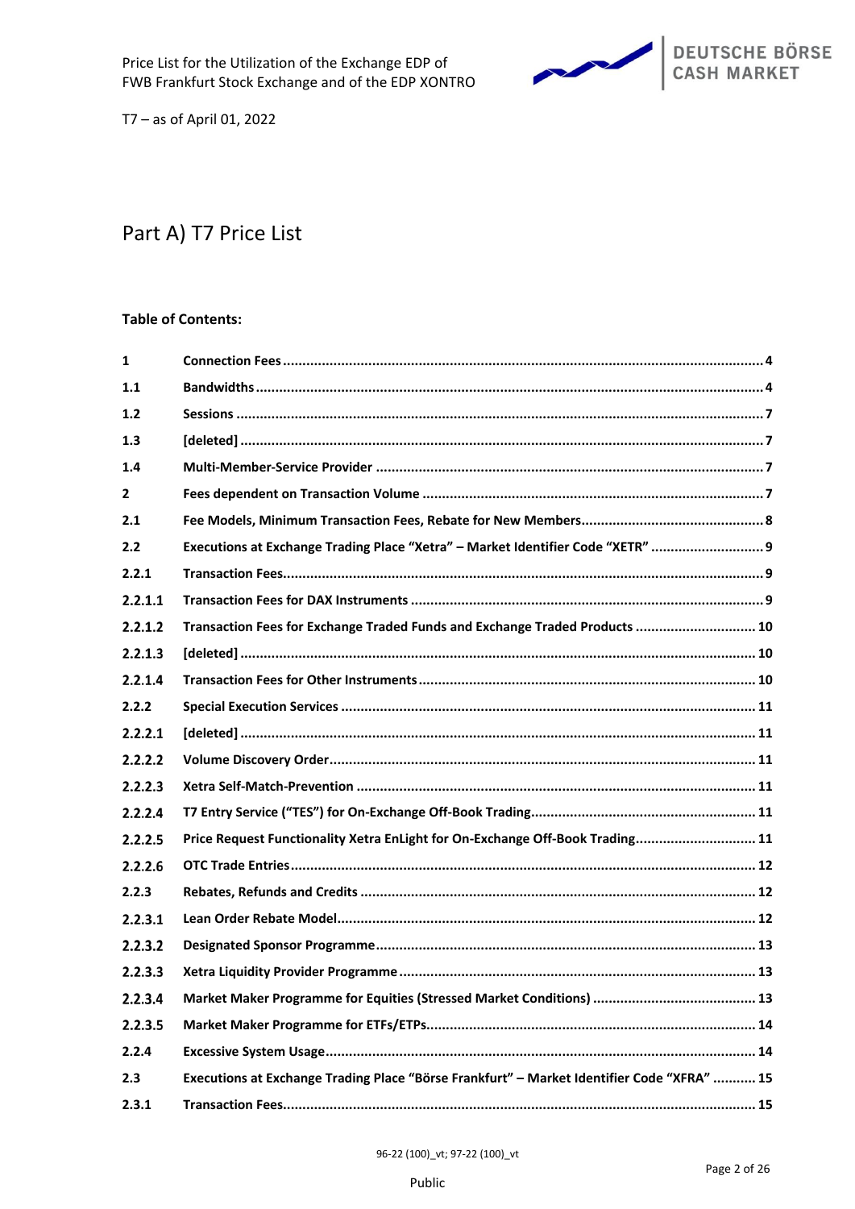T7 – as of April 01, 2022

# Part A) T7 Price List

**Table of Contents:**

| | | |
|---|---|---|
| **1** | **Connection Fees** | **4** |
| **1.1** | **Bandwidths** | **4** |
| **1.2** | **Sessions** | **7** |
| **1.3** | **[deleted]** | **7** |
| **1.4** | **Multi-Member-Service Provider** | **7** |
| **2** | **Fees dependent on Transaction Volume** | **7** |
| **2.1** | **Fee Models, Minimum Transaction Fees, Rebate for New Members** | **8** |
| **2.2** | **Executions at Exchange Trading Place "Xetra" – Market Identifier Code "XETR"** | **9** |
| **2.2.1** | **Transaction Fees** | **9** |
| **2.2.1.1** | **Transaction Fees for DAX Instruments** | **9** |
| **2.2.1.2** | **Transaction Fees for Exchange Traded Funds and Exchange Traded Products** | **10** |
| **2.2.1.3** | **[deleted]** | **10** |
| **2.2.1.4** | **Transaction Fees for Other Instruments** | **10** |
| **2.2.2** | **Special Execution Services** | **11** |
| **2.2.2.1** | **[deleted]** | **11** |
| **2.2.2.2** | **Volume Discovery Order** | **11** |
| **2.2.2.3** | **Xetra Self-Match-Prevention** | **11** |
| **2.2.2.4** | **T7 Entry Service ("TES") for On-Exchange Off-Book Trading** | **11** |
| **2.2.2.5** | **Price Request Functionality Xetra EnLight for On-Exchange Off-Book Trading** | **11** |
| **2.2.2.6** | **OTC Trade Entries** | **12** |
| **2.2.3** | **Rebates, Refunds and Credits** | **12** |
| **2.2.3.1** | **Lean Order Rebate Model** | **12** |
| **2.2.3.2** | **Designated Sponsor Programme** | **13** |
| **2.2.3.3** | **Xetra Liquidity Provider Programme** | **13** |
| **2.2.3.4** | **Market Maker Programme for Equities (Stressed Market Conditions)** | **13** |
| **2.2.3.5** | **Market Maker Programme for ETFs/ETPs** | **14** |
| **2.2.4** | **Excessive System Usage** | **14** |
| **2.3** | **Executions at Exchange Trading Place "Börse Frankfurt" – Market Identifier Code "XFRA"** | **15** |
| **2.3.1** | **Transaction Fees** | **15** |

96-22 (100)_vt; 97-22 (100)_vt

Public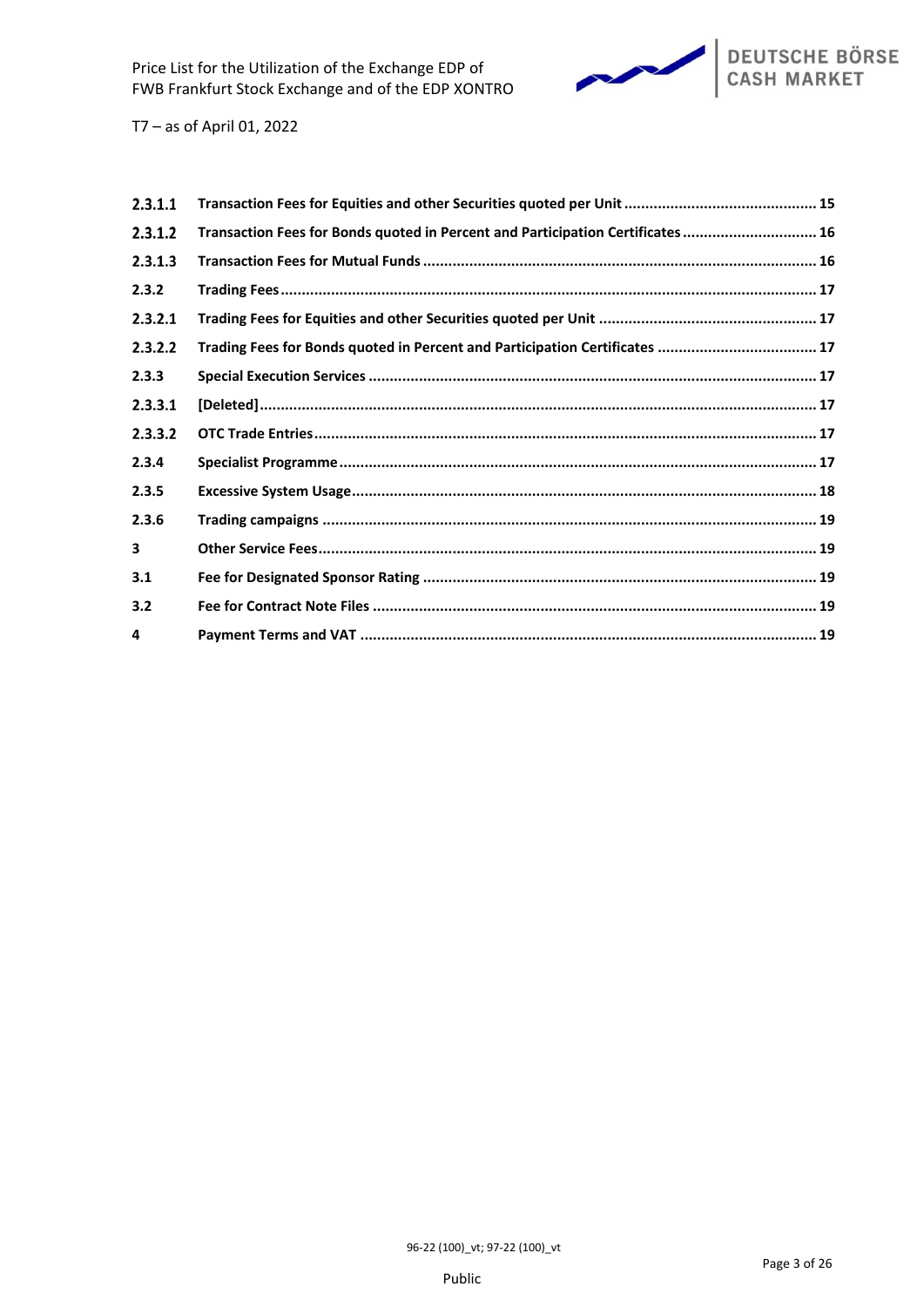| | | |
|---|---|---|
| 2.3.1.1 | Transaction Fees for Equities and other Securities quoted per Unit | 15 |
| 2.3.1.2 | Transaction Fees for Bonds quoted in Percent and Participation Certificates | 16 |
| 2.3.1.3 | Transaction Fees for Mutual Funds | 16 |
| 2.3.2 | Trading Fees | 17 |
| 2.3.2.1 | Trading Fees for Equities and other Securities quoted per Unit | 17 |
| 2.3.2.2 | Trading Fees for Bonds quoted in Percent and Participation Certificates | 17 |
| 2.3.3 | Special Execution Services | 17 |
| 2.3.3.1 | [Deleted] | 17 |
| 2.3.3.2 | OTC Trade Entries | 17 |
| 2.3.4 | Specialist Programme | 17 |
| 2.3.5 | Excessive System Usage | 18 |
| 2.3.6 | Trading campaigns | 19 |
| 3 | Other Service Fees | 19 |
| 3.1 | Fee for Designated Sponsor Rating | 19 |
| 3.2 | Fee for Contract Note Files | 19 |
| 4 | Payment Terms and VAT | 19 |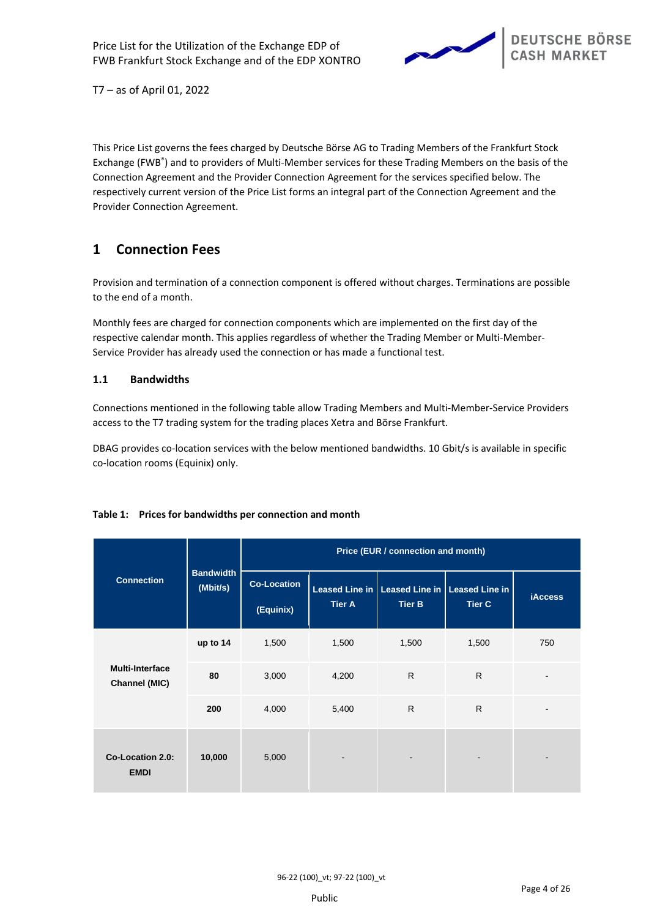T7 – as of April 01, 2022

This Price List governs the fees charged by Deutsche Börse AG to Trading Members of the Frankfurt Stock Exchange (FWB®) and to providers of Multi-Member services for these Trading Members on the basis of the Connection Agreement and the Provider Connection Agreement for the services specified below. The respectively current version of the Price List forms an integral part of the Connection Agreement and the Provider Connection Agreement.

## 1 Connection Fees

Provision and termination of a connection component is offered without charges. Terminations are possible to the end of a month.

Monthly fees are charged for connection components which are implemented on the first day of the respective calendar month. This applies regardless of whether the Trading Member or Multi-Member-Service Provider has already used the connection or has made a functional test.

### 1.1 Bandwidths

Connections mentioned in the following table allow Trading Members and Multi-Member-Service Providers access to the T7 trading system for the trading places Xetra and Börse Frankfurt.

DBAG provides co-location services with the below mentioned bandwidths. 10 Gbit/s is available in specific co-location rooms (Equinix) only.

**Table 1: Prices for bandwidths per connection and month**

| Connection | Bandwidth (Mbit/s) | Price (EUR / connection and month) | | | | |
|---|---|---|---|---|---|---|
| | | Co-Location (Equinix) | Leased Line in Tier A | Leased Line in Tier B | Leased Line in Tier C | iAccess |
| Multi-Interface Channel (MIC) | up to 14 | 1,500 | 1,500 | 1,500 | 1,500 | 750 |
| | 80 | 3,000 | 4,200 | R | R | - |
| | 200 | 4,000 | 5,400 | R | R | - |
| Co-Location 2.0: EMDI | 10,000 | 5,000 | - | - | - | - |

96-22 (100)_vt; 97-22 (100)_vt

Public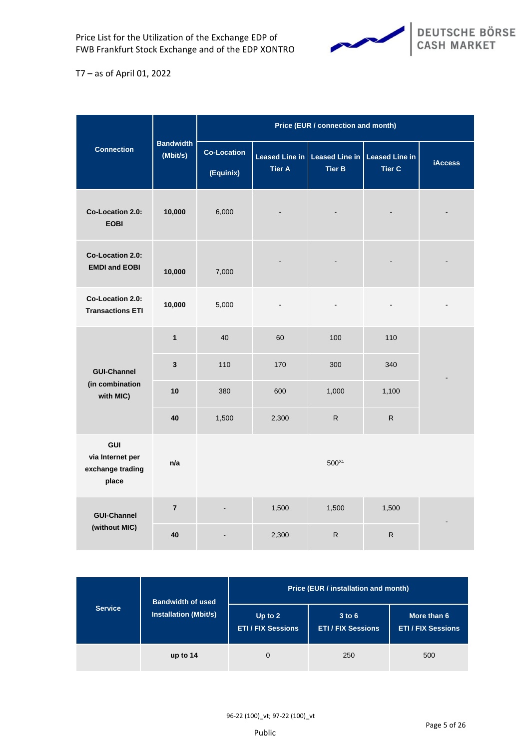T7 – as of April 01, 2022

| Connection | Bandwidth (Mbit/s) | Price (EUR / connection and month) | | | | |
|---|---|---|---|---|---|---|
| | | Co-Location (Equinix) | Leased Line in Tier A | Leased Line in Tier B | Leased Line in Tier C | iAccess |
| Co-Location 2.0: EOBI | 10,000 | 6,000 | - | - | - | - |
| Co-Location 2.0: EMDI and EOBI | 10,000 | 7,000 | - | - | - | - |
| Co-Location 2.0: Transactions ETI | 10,000 | 5,000 | - | - | - | - |
| GUI-Channel (in combination with MIC) | 1 | 40 | 60 | 100 | 110 | - |
| | 3 | 110 | 170 | 300 | 340 | |
| | 10 | 380 | 600 | 1,000 | 1,100 | |
| | 40 | 1,500 | 2,300 | R | R | |
| GUI via Internet per exchange trading place | n/a | 500[X1] | | | | |
| GUI-Channel (without MIC) | 7 | - | 1,500 | 1,500 | 1,500 | - |
| | 40 | - | 2,300 | R | R | |

| Service | Bandwidth of used Installation (Mbit/s) | Price (EUR / installation and month) | | |
|---|---|---|---|---|
| | | Up to 2 ETI / FIX Sessions | 3 to 6 ETI / FIX Sessions | More than 6 ETI / FIX Sessions |
| | up to 14 | 0 | 250 | 500 |

96-22 (100)_vt; 97-22 (100)_vt

Public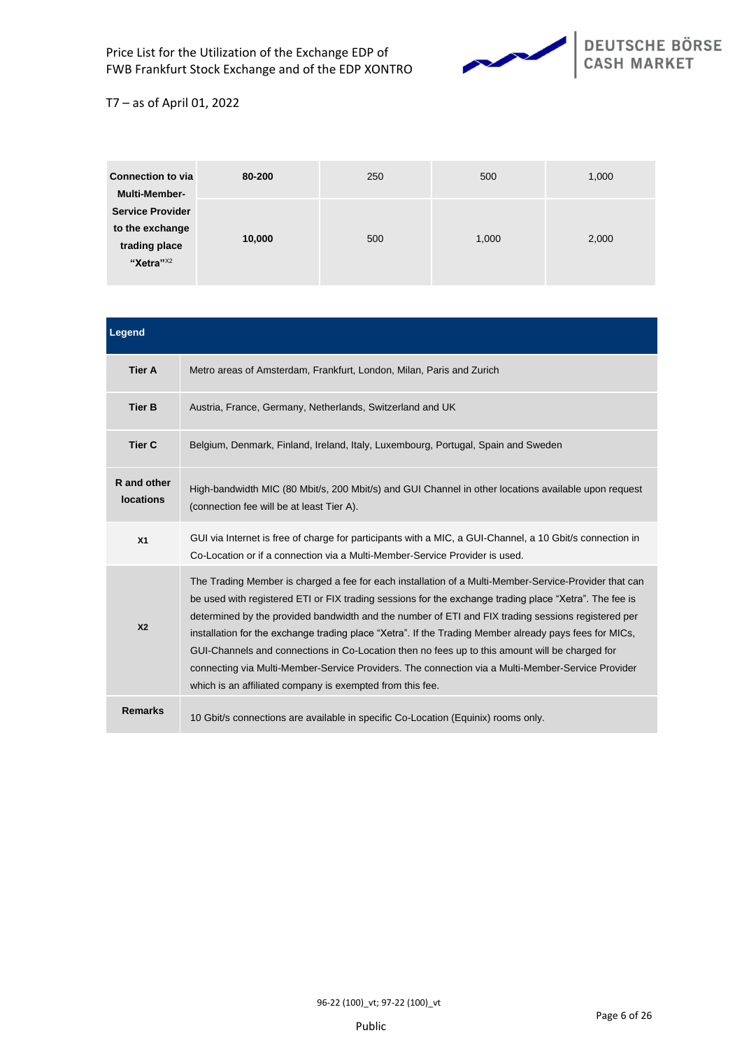T7 – as of April 01, 2022

| **Connection to via Multi-Member-Service Provider to the exchange trading place "Xetra"**[X2] | **80-200** | 250 | 500 | 1,000 |
|---|---|---|---|---|
| | **10,000** | 500 | 1,000 | 2,000 |

| **Legend** | |
|---|---|
| **Tier A** | Metro areas of Amsterdam, Frankfurt, London, Milan, Paris and Zurich |
| **Tier B** | Austria, France, Germany, Netherlands, Switzerland and UK |
| **Tier C** | Belgium, Denmark, Finland, Ireland, Italy, Luxembourg, Portugal, Spain and Sweden |
| **R and other locations** | High-bandwidth MIC (80 Mbit/s, 200 Mbit/s) and GUI Channel in other locations available upon request (connection fee will be at least Tier A). |
| **X1** | GUI via Internet is free of charge for participants with a MIC, a GUI-Channel, a 10 Gbit/s connection in Co-Location or if a connection via a Multi-Member-Service Provider is used. |
| **X2** | The Trading Member is charged a fee for each installation of a Multi-Member-Service-Provider that can be used with registered ETI or FIX trading sessions for the exchange trading place "Xetra". The fee is determined by the provided bandwidth and the number of ETI and FIX trading sessions registered per installation for the exchange trading place "Xetra". If the Trading Member already pays fees for MICs, GUI-Channels and connections in Co-Location then no fees up to this amount will be charged for connecting via Multi-Member-Service Providers. The connection via a Multi-Member-Service Provider which is an affiliated company is exempted from this fee. |
| **Remarks** | 10 Gbit/s connections are available in specific Co-Location (Equinix) rooms only. |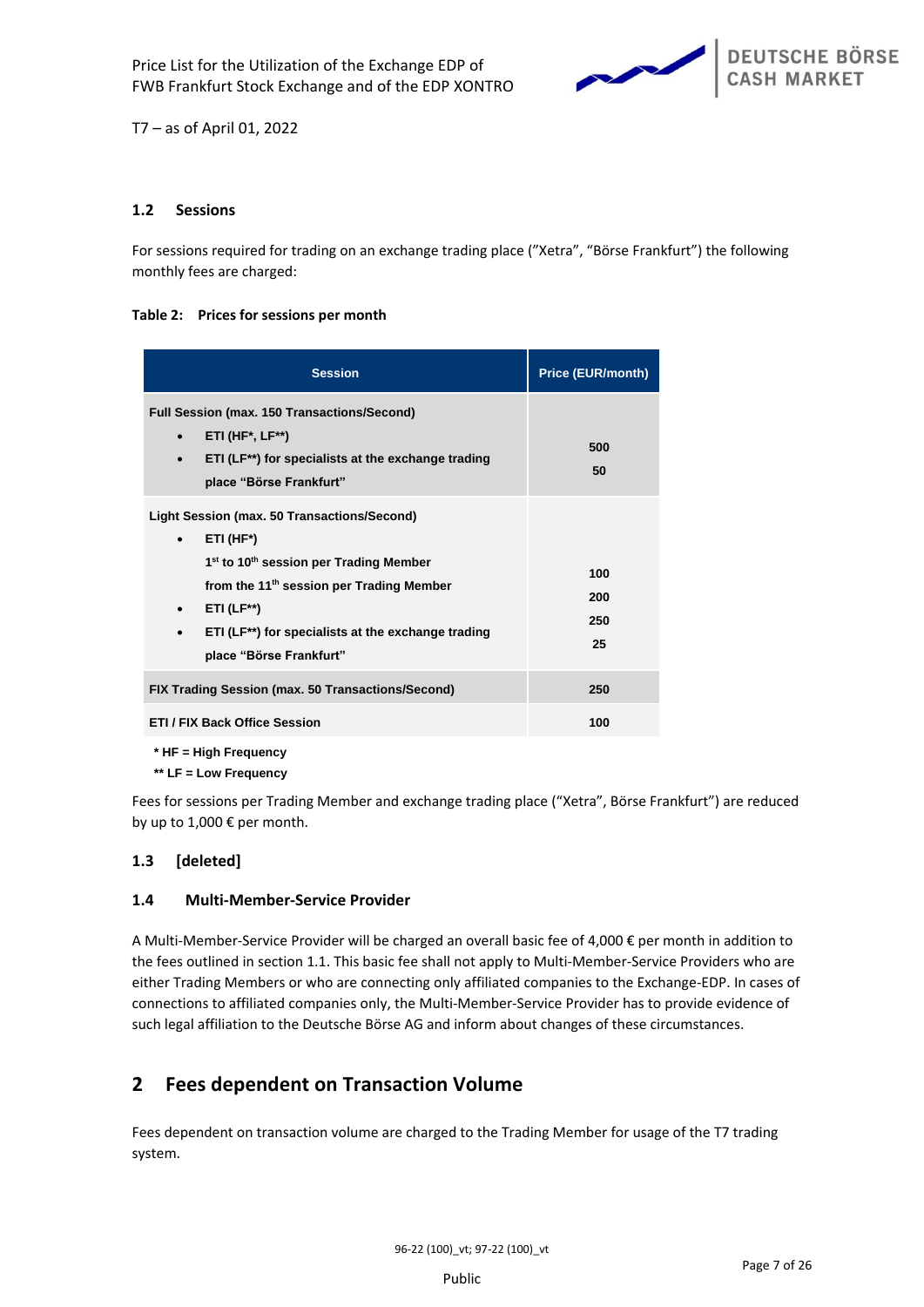### 1.2 Sessions

For sessions required for trading on an exchange trading place ("Xetra", "Börse Frankfurt") the following monthly fees are charged:

**Table 2: Prices for sessions per month**

| Session | Price (EUR/month) |
|---|---|
| **Full Session (max. 150 Transactions/Second)**<br>• ETI (HF*, LF**)<br>• ETI (LF**) for specialists at the exchange trading place "Börse Frankfurt" | 500<br>50 |
| **Light Session (max. 50 Transactions/Second)**<br>• ETI (HF*)<br>1st to 10th session per Trading Member<br>from the 11th session per Trading Member<br>• ETI (LF**)<br>• ETI (LF**) for specialists at the exchange trading place "Börse Frankfurt" | 100<br>200<br>250<br>25 |
| **FIX Trading Session (max. 50 Transactions/Second)** | 250 |
| **ETI / FIX Back Office Session** | 100 |

\* HF = High Frequency
\** LF = Low Frequency

Fees for sessions per Trading Member and exchange trading place ("Xetra", Börse Frankfurt") are reduced by up to 1,000 € per month.

### 1.3 [deleted]

### 1.4 Multi-Member-Service Provider

A Multi-Member-Service Provider will be charged an overall basic fee of 4,000 € per month in addition to the fees outlined in section 1.1. This basic fee shall not apply to Multi-Member-Service Providers who are either Trading Members or who are connecting only affiliated companies to the Exchange-EDP. In cases of connections to affiliated companies only, the Multi-Member-Service Provider has to provide evidence of such legal affiliation to the Deutsche Börse AG and inform about changes of these circumstances.

## 2 Fees dependent on Transaction Volume

Fees dependent on transaction volume are charged to the Trading Member for usage of the T7 trading system.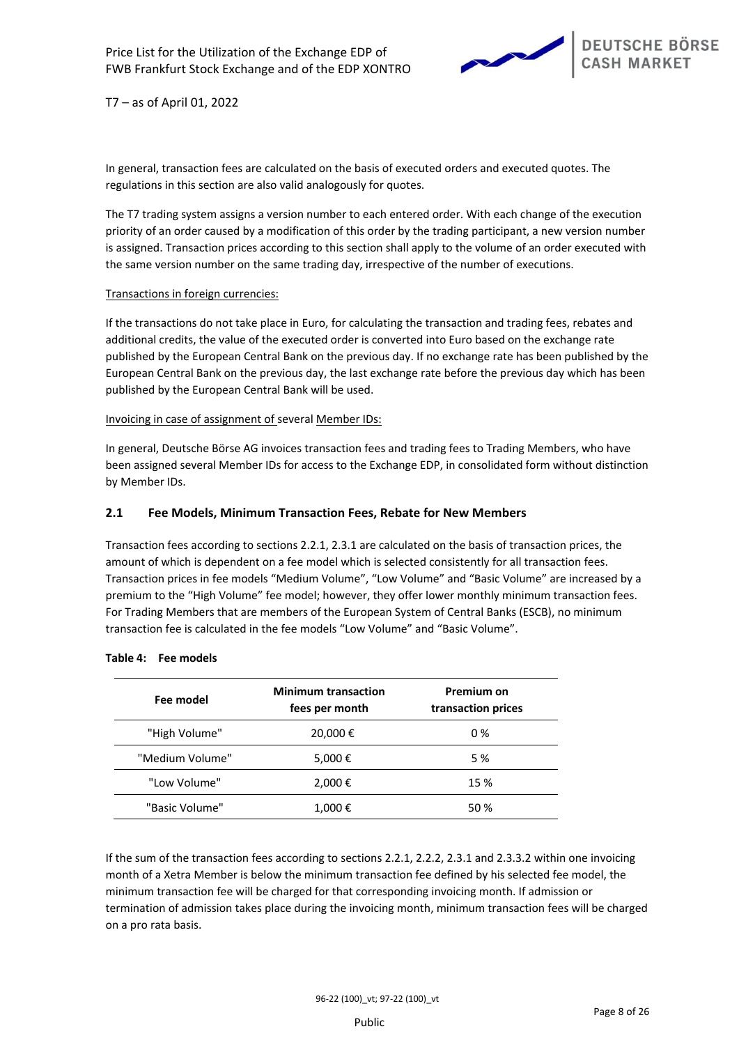In general, transaction fees are calculated on the basis of executed orders and executed quotes. The regulations in this section are also valid analogously for quotes.

The T7 trading system assigns a version number to each entered order. With each change of the execution priority of an order caused by a modification of this order by the trading participant, a new version number is assigned. Transaction prices according to this section shall apply to the volume of an order executed with the same version number on the same trading day, irrespective of the number of executions.

Transactions in foreign currencies:

If the transactions do not take place in Euro, for calculating the transaction and trading fees, rebates and additional credits, the value of the executed order is converted into Euro based on the exchange rate published by the European Central Bank on the previous day. If no exchange rate has been published by the European Central Bank on the previous day, the last exchange rate before the previous day which has been published by the European Central Bank will be used.

Invoicing in case of assignment of several Member IDs:

In general, Deutsche Börse AG invoices transaction fees and trading fees to Trading Members, who have been assigned several Member IDs for access to the Exchange EDP, in consolidated form without distinction by Member IDs.

## 2.1 Fee Models, Minimum Transaction Fees, Rebate for New Members

Transaction fees according to sections 2.2.1, 2.3.1 are calculated on the basis of transaction prices, the amount of which is dependent on a fee model which is selected consistently for all transaction fees. Transaction prices in fee models "Medium Volume", "Low Volume" and "Basic Volume" are increased by a premium to the "High Volume" fee model; however, they offer lower monthly minimum transaction fees. For Trading Members that are members of the European System of Central Banks (ESCB), no minimum transaction fee is calculated in the fee models "Low Volume" and "Basic Volume".

**Table 4: Fee models**

| Fee model | Minimum transaction fees per month | Premium on transaction prices |
|---|---|---|
| "High Volume" | 20,000 € | 0 % |
| "Medium Volume" | 5,000 € | 5 % |
| "Low Volume" | 2,000 € | 15 % |
| "Basic Volume" | 1,000 € | 50 % |

If the sum of the transaction fees according to sections 2.2.1, 2.2.2, 2.3.1 and 2.3.3.2 within one invoicing month of a Xetra Member is below the minimum transaction fee defined by his selected fee model, the minimum transaction fee will be charged for that corresponding invoicing month. If admission or termination of admission takes place during the invoicing month, minimum transaction fees will be charged on a pro rata basis.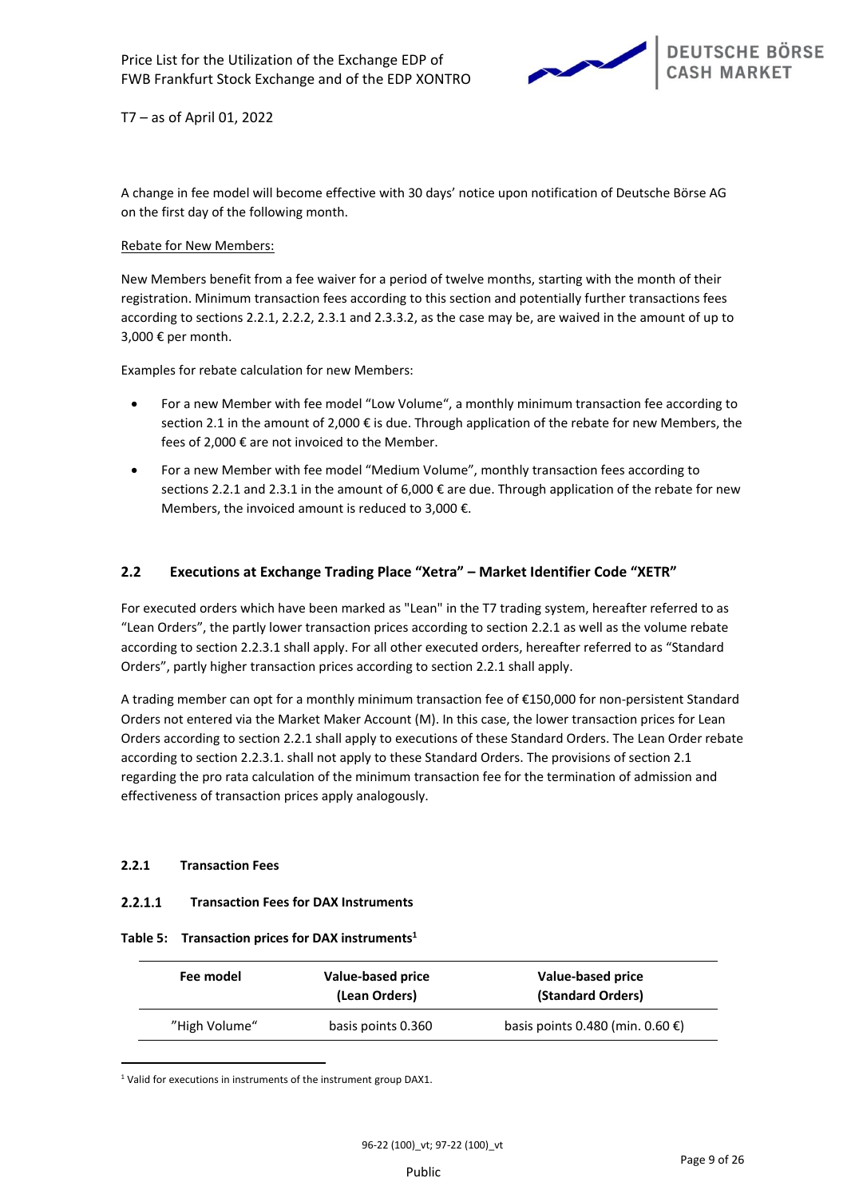A change in fee model will become effective with 30 days' notice upon notification of Deutsche Börse AG on the first day of the following month.

Rebate for New Members:

New Members benefit from a fee waiver for a period of twelve months, starting with the month of their registration. Minimum transaction fees according to this section and potentially further transactions fees according to sections 2.2.1, 2.2.2, 2.3.1 and 2.3.3.2, as the case may be, are waived in the amount of up to 3,000 € per month.

Examples for rebate calculation for new Members:

- For a new Member with fee model "Low Volume", a monthly minimum transaction fee according to section 2.1 in the amount of 2,000 € is due. Through application of the rebate for new Members, the fees of 2,000 € are not invoiced to the Member.
- For a new Member with fee model "Medium Volume", monthly transaction fees according to sections 2.2.1 and 2.3.1 in the amount of 6,000 € are due. Through application of the rebate for new Members, the invoiced amount is reduced to 3,000 €.

## 2.2 Executions at Exchange Trading Place "Xetra" – Market Identifier Code "XETR"

For executed orders which have been marked as "Lean" in the T7 trading system, hereafter referred to as "Lean Orders", the partly lower transaction prices according to section 2.2.1 as well as the volume rebate according to section 2.2.3.1 shall apply. For all other executed orders, hereafter referred to as "Standard Orders", partly higher transaction prices according to section 2.2.1 shall apply.

A trading member can opt for a monthly minimum transaction fee of €150,000 for non-persistent Standard Orders not entered via the Market Maker Account (M). In this case, the lower transaction prices for Lean Orders according to section 2.2.1 shall apply to executions of these Standard Orders. The Lean Order rebate according to section 2.2.3.1. shall not apply to these Standard Orders. The provisions of section 2.1 regarding the pro rata calculation of the minimum transaction fee for the termination of admission and effectiveness of transaction prices apply analogously.

### 2.2.1 Transaction Fees

#### 2.2.1.1 Transaction Fees for DAX Instruments

**Table 5: Transaction prices for DAX instruments[1]**

| Fee model | Value-based price (Lean Orders) | Value-based price (Standard Orders) |
|---|---|---|
| "High Volume" | basis points 0.360 | basis points 0.480 (min. 0.60 €) |

[1] Valid for executions in instruments of the instrument group DAX1.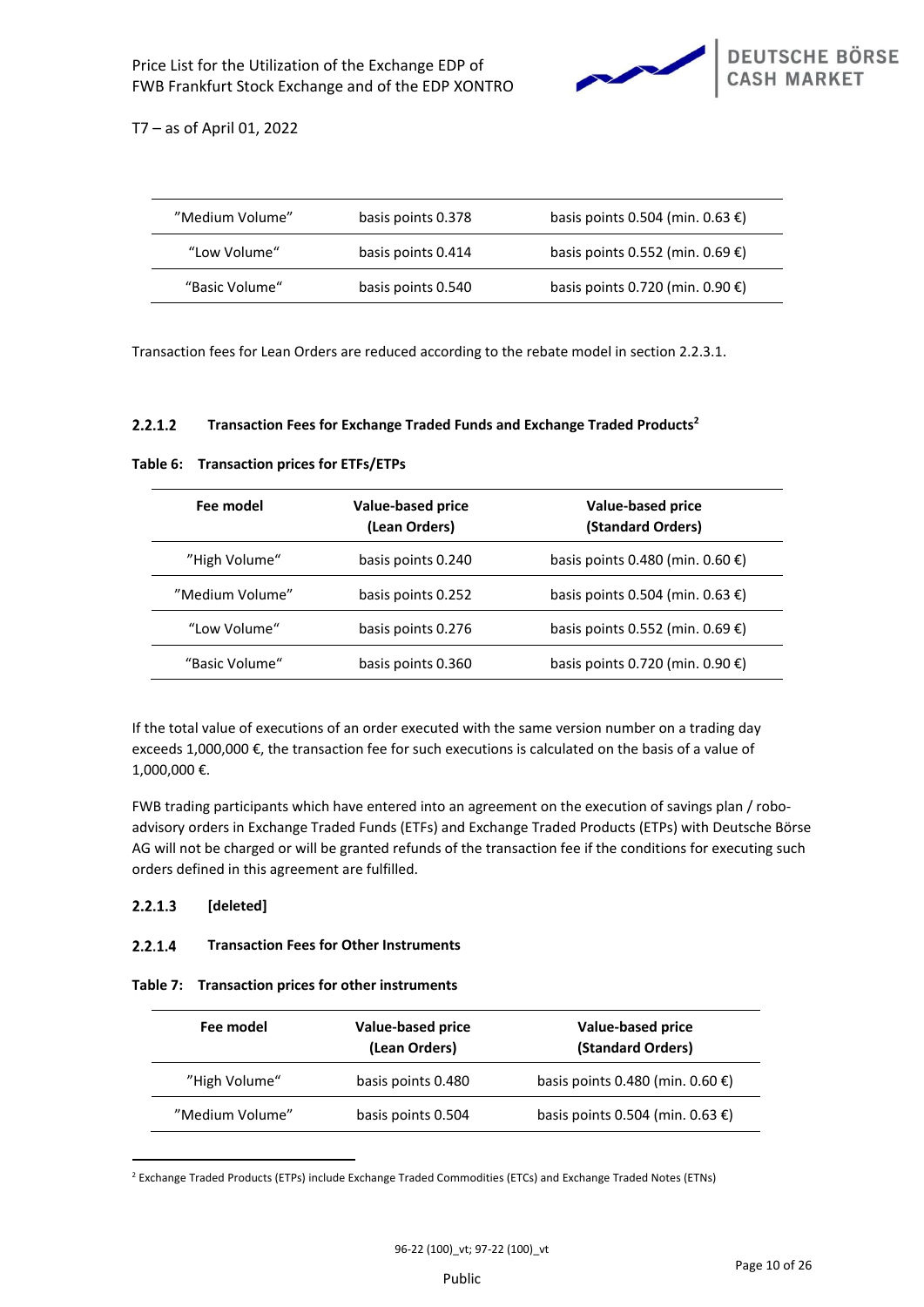| "Medium Volume" | basis points 0.378 | basis points 0.504 (min. 0.63 €) |
|---|---|---|
| "Low Volume" | basis points 0.414 | basis points 0.552 (min. 0.69 €) |
| "Basic Volume" | basis points 0.540 | basis points 0.720 (min. 0.90 €) |

Transaction fees for Lean Orders are reduced according to the rebate model in section 2.2.3.1.

#### 2.2.1.2 Transaction Fees for Exchange Traded Funds and Exchange Traded Products[2]

**Table 6: Transaction prices for ETFs/ETPs**

| Fee model | Value-based price (Lean Orders) | Value-based price (Standard Orders) |
|---|---|---|
| "High Volume" | basis points 0.240 | basis points 0.480 (min. 0.60 €) |
| "Medium Volume" | basis points 0.252 | basis points 0.504 (min. 0.63 €) |
| "Low Volume" | basis points 0.276 | basis points 0.552 (min. 0.69 €) |
| "Basic Volume" | basis points 0.360 | basis points 0.720 (min. 0.90 €) |

If the total value of executions of an order executed with the same version number on a trading day exceeds 1,000,000 €, the transaction fee for such executions is calculated on the basis of a value of 1,000,000 €.

FWB trading participants which have entered into an agreement on the execution of savings plan / robo-advisory orders in Exchange Traded Funds (ETFs) and Exchange Traded Products (ETPs) with Deutsche Börse AG will not be charged or will be granted refunds of the transaction fee if the conditions for executing such orders defined in this agreement are fulfilled.

#### 2.2.1.3 [deleted]

#### 2.2.1.4 Transaction Fees for Other Instruments

**Table 7: Transaction prices for other instruments**

| Fee model | Value-based price (Lean Orders) | Value-based price (Standard Orders) |
|---|---|---|
| "High Volume" | basis points 0.480 | basis points 0.480 (min. 0.60 €) |
| "Medium Volume" | basis points 0.504 | basis points 0.504 (min. 0.63 €) |

[2] Exchange Traded Products (ETPs) include Exchange Traded Commodities (ETCs) and Exchange Traded Notes (ETNs)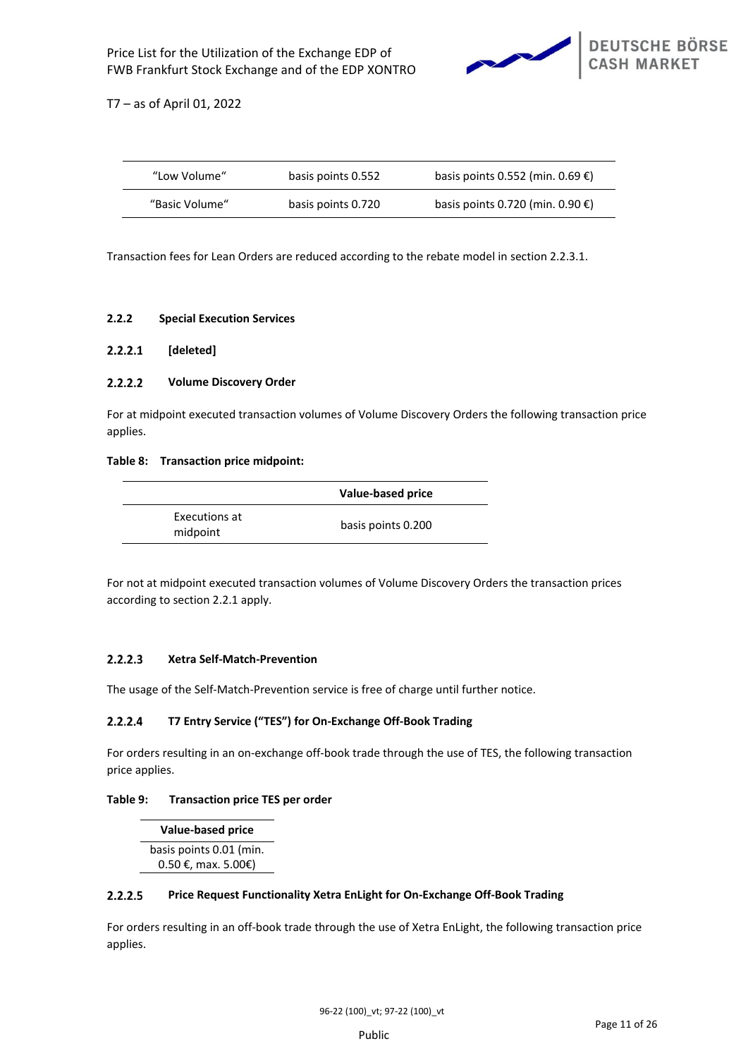| | | |
|---|---|---|
| “Low Volume“ | basis points 0.552 | basis points 0.552 (min. 0.69 €) |
| “Basic Volume“ | basis points 0.720 | basis points 0.720 (min. 0.90 €) |

Transaction fees for Lean Orders are reduced according to the rebate model in section 2.2.3.1.

### 2.2.2 Special Execution Services

#### 2.2.2.1 [deleted]

#### 2.2.2.2 Volume Discovery Order

For at midpoint executed transaction volumes of Volume Discovery Orders the following transaction price applies.

**Table 8: Transaction price midpoint:**

| | Value-based price |
|---|---|
| Executions at midpoint | basis points 0.200 |

For not at midpoint executed transaction volumes of Volume Discovery Orders the transaction prices according to section 2.2.1 apply.

#### 2.2.2.3 Xetra Self-Match-Prevention

The usage of the Self-Match-Prevention service is free of charge until further notice.

#### 2.2.2.4 T7 Entry Service (“TES”) for On-Exchange Off-Book Trading

For orders resulting in an on-exchange off-book trade through the use of TES, the following transaction price applies.

**Table 9: Transaction price TES per order**

| Value-based price |
|---|
| basis points 0.01 (min. 0.50 €, max. 5.00€) |

#### 2.2.2.5 Price Request Functionality Xetra EnLight for On-Exchange Off-Book Trading

For orders resulting in an off-book trade through the use of Xetra EnLight, the following transaction price applies.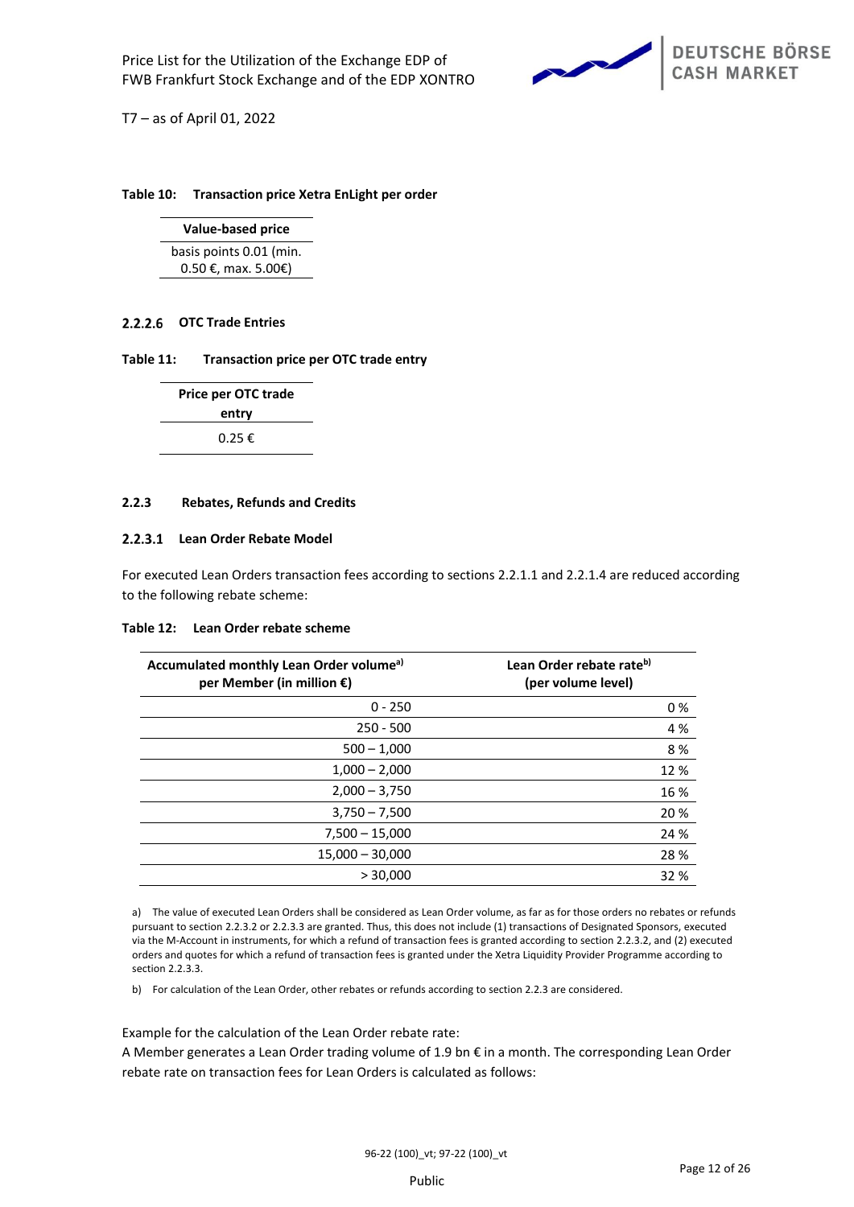**Table 10: Transaction price Xetra EnLight per order**

| Value-based price |
|---|
| basis points 0.01 (min. 0.50 €, max. 5.00€) |

#### 2.2.2.6 OTC Trade Entries

**Table 11: Transaction price per OTC trade entry**

| Price per OTC trade entry |
|---|
| 0.25 € |

### 2.2.3 Rebates, Refunds and Credits

#### 2.2.3.1 Lean Order Rebate Model

For executed Lean Orders transaction fees according to sections 2.2.1.1 and 2.2.1.4 are reduced according to the following rebate scheme:

**Table 12: Lean Order rebate scheme**

| Accumulated monthly Lean Order volume[a] per Member (in million €) | Lean Order rebate rate[b] (per volume level) |
|---|---|
| 0 - 250 | 0 % |
| 250 - 500 | 4 % |
| 500 – 1,000 | 8 % |
| 1,000 – 2,000 | 12 % |
| 2,000 – 3,750 | 16 % |
| 3,750 – 7,500 | 20 % |
| 7,500 – 15,000 | 24 % |
| 15,000 – 30,000 | 28 % |
| > 30,000 | 32 % |

a) The value of executed Lean Orders shall be considered as Lean Order volume, as far as for those orders no rebates or refunds pursuant to section 2.2.3.2 or 2.2.3.3 are granted. Thus, this does not include (1) transactions of Designated Sponsors, executed via the M-Account in instruments, for which a refund of transaction fees is granted according to section 2.2.3.2, and (2) executed orders and quotes for which a refund of transaction fees is granted under the Xetra Liquidity Provider Programme according to section 2.2.3.3.

b) For calculation of the Lean Order, other rebates or refunds according to section 2.2.3 are considered.

Example for the calculation of the Lean Order rebate rate:
A Member generates a Lean Order trading volume of 1.9 bn € in a month. The corresponding Lean Order rebate rate on transaction fees for Lean Orders is calculated as follows: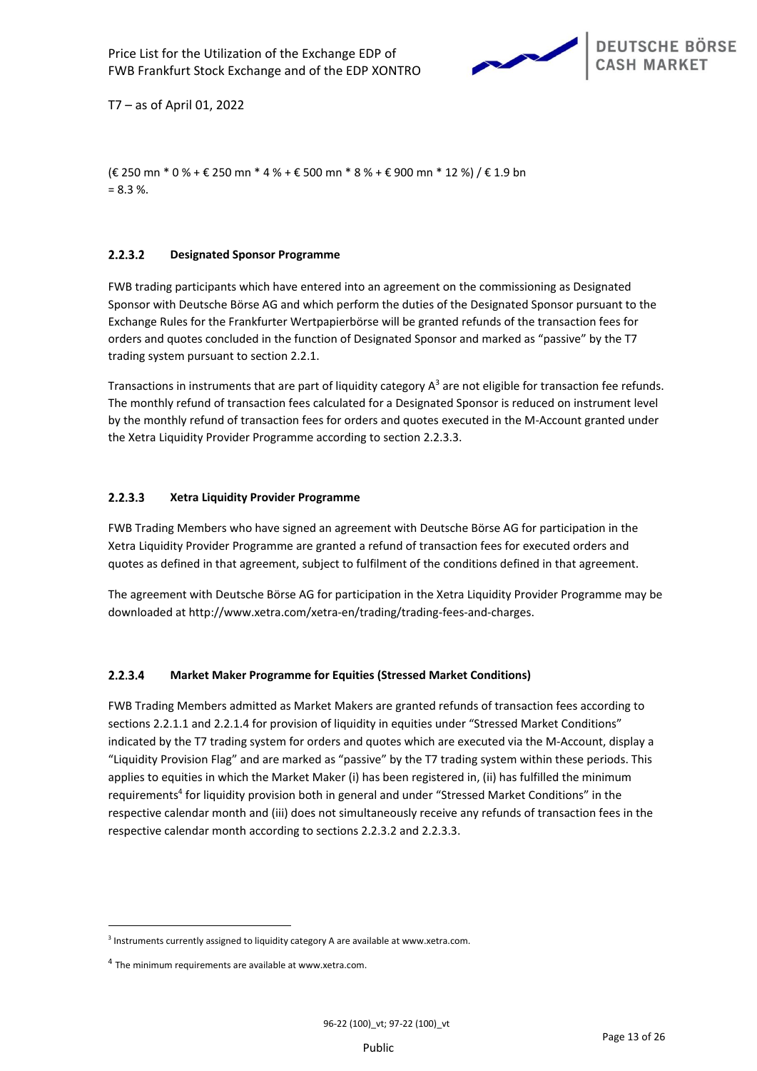(€ 250 mn * 0 % + € 250 mn * 4 % + € 500 mn * 8 % + € 900 mn * 12 %) / € 1.9 bn
= 8.3 %.

#### 2.2.3.2 Designated Sponsor Programme

FWB trading participants which have entered into an agreement on the commissioning as Designated Sponsor with Deutsche Börse AG and which perform the duties of the Designated Sponsor pursuant to the Exchange Rules for the Frankfurter Wertpapierbörse will be granted refunds of the transaction fees for orders and quotes concluded in the function of Designated Sponsor and marked as "passive" by the T7 trading system pursuant to section 2.2.1.

Transactions in instruments that are part of liquidity category A[3] are not eligible for transaction fee refunds. The monthly refund of transaction fees calculated for a Designated Sponsor is reduced on instrument level by the monthly refund of transaction fees for orders and quotes executed in the M-Account granted under the Xetra Liquidity Provider Programme according to section 2.2.3.3.

#### 2.2.3.3 Xetra Liquidity Provider Programme

FWB Trading Members who have signed an agreement with Deutsche Börse AG for participation in the Xetra Liquidity Provider Programme are granted a refund of transaction fees for executed orders and quotes as defined in that agreement, subject to fulfilment of the conditions defined in that agreement.

The agreement with Deutsche Börse AG for participation in the Xetra Liquidity Provider Programme may be downloaded at http://www.xetra.com/xetra-en/trading/trading-fees-and-charges.

#### 2.2.3.4 Market Maker Programme for Equities (Stressed Market Conditions)

FWB Trading Members admitted as Market Makers are granted refunds of transaction fees according to sections 2.2.1.1 and 2.2.1.4 for provision of liquidity in equities under "Stressed Market Conditions" indicated by the T7 trading system for orders and quotes which are executed via the M-Account, display a "Liquidity Provision Flag" and are marked as "passive" by the T7 trading system within these periods. This applies to equities in which the Market Maker (i) has been registered in, (ii) has fulfilled the minimum requirements[4] for liquidity provision both in general and under "Stressed Market Conditions" in the respective calendar month and (iii) does not simultaneously receive any refunds of transaction fees in the respective calendar month according to sections 2.2.3.2 and 2.2.3.3.

---

[3] Instruments currently assigned to liquidity category A are available at www.xetra.com.

[4] The minimum requirements are available at www.xetra.com.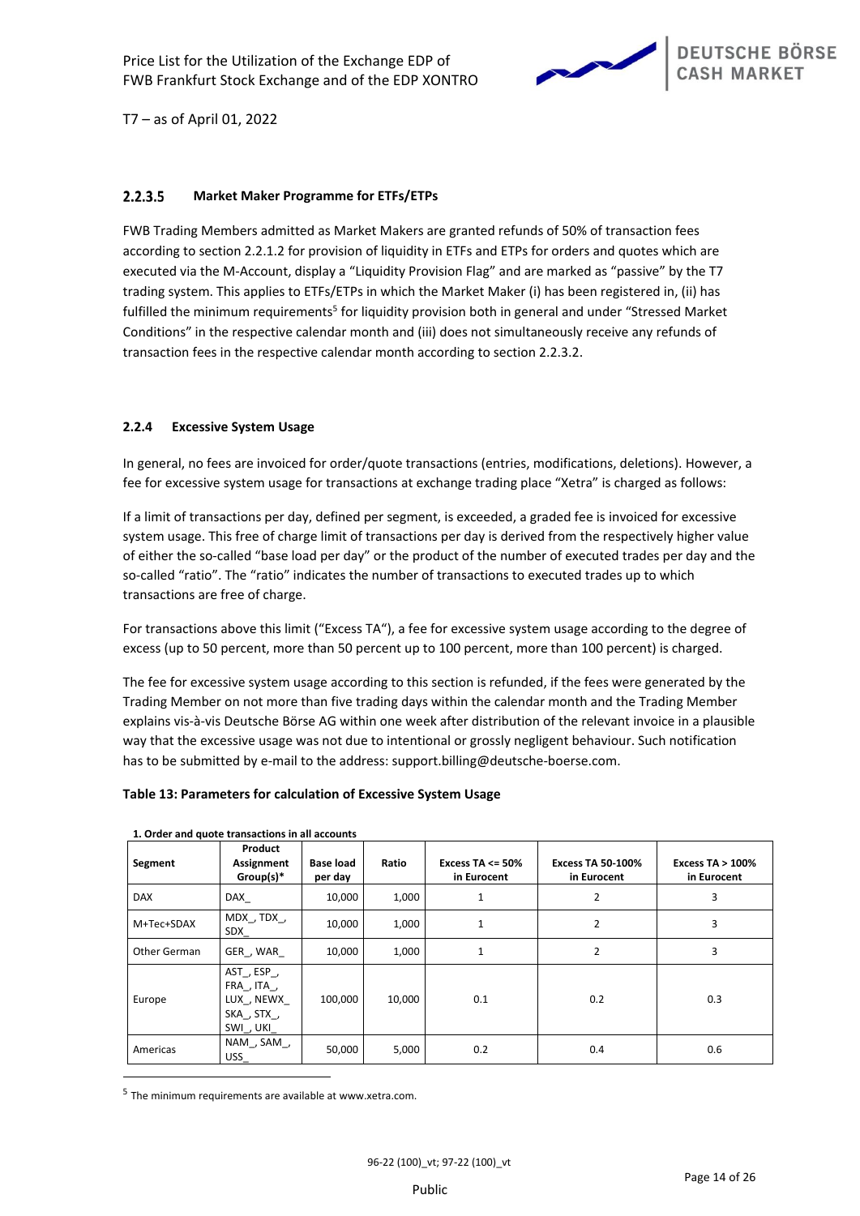#### 2.2.3.5 Market Maker Programme for ETFs/ETPs

FWB Trading Members admitted as Market Makers are granted refunds of 50% of transaction fees according to section 2.2.1.2 for provision of liquidity in ETFs and ETPs for orders and quotes which are executed via the M-Account, display a "Liquidity Provision Flag" and are marked as "passive" by the T7 trading system. This applies to ETFs/ETPs in which the Market Maker (i) has been registered in, (ii) has fulfilled the minimum requirements[5] for liquidity provision both in general and under "Stressed Market Conditions" in the respective calendar month and (iii) does not simultaneously receive any refunds of transaction fees in the respective calendar month according to section 2.2.3.2.

### 2.2.4 Excessive System Usage

In general, no fees are invoiced for order/quote transactions (entries, modifications, deletions). However, a fee for excessive system usage for transactions at exchange trading place "Xetra" is charged as follows:

If a limit of transactions per day, defined per segment, is exceeded, a graded fee is invoiced for excessive system usage. This free of charge limit of transactions per day is derived from the respectively higher value of either the so-called "base load per day" or the product of the number of executed trades per day and the so-called "ratio". The "ratio" indicates the number of transactions to executed trades up to which transactions are free of charge.

For transactions above this limit ("Excess TA"), a fee for excessive system usage according to the degree of excess (up to 50 percent, more than 50 percent up to 100 percent, more than 100 percent) is charged.

The fee for excessive system usage according to this section is refunded, if the fees were generated by the Trading Member on not more than five trading days within the calendar month and the Trading Member explains vis-à-vis Deutsche Börse AG within one week after distribution of the relevant invoice in a plausible way that the excessive usage was not due to intentional or grossly negligent behaviour. Such notification has to be submitted by e-mail to the address: support.billing@deutsche-boerse.com.

**Table 13: Parameters for calculation of Excessive System Usage**

**1. Order and quote transactions in all accounts**

| Segment | Product Assignment Group(s)* | Base load per day | Ratio | Excess TA <= 50% in Eurocent | Excess TA 50-100% in Eurocent | Excess TA > 100% in Eurocent |
|---|---|---|---|---|---|---|
| DAX | DAX_ | 10,000 | 1,000 | 1 | 2 | 3 |
| M+Tec+SDAX | MDX_, TDX_, SDX_ | 10,000 | 1,000 | 1 | 2 | 3 |
| Other German | GER_, WAR_ | 10,000 | 1,000 | 1 | 2 | 3 |
| Europe | AST_, ESP_, FRA_, ITA_, LUX_, NEWX_ SKA_, STX_, SWI_, UKI_ | 100,000 | 10,000 | 0.1 | 0.2 | 0.3 |
| Americas | NAM_, SAM_, USS_ | 50,000 | 5,000 | 0.2 | 0.4 | 0.6 |

[5] The minimum requirements are available at www.xetra.com.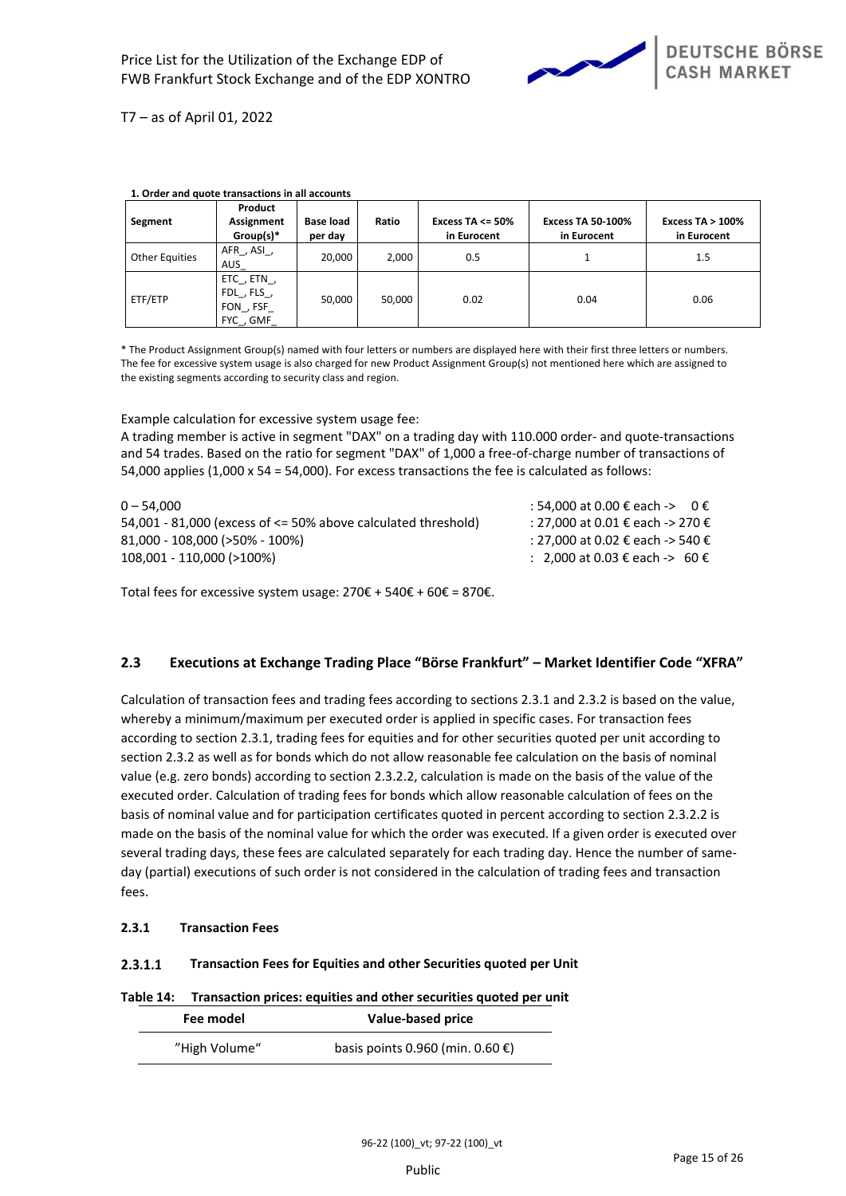**1. Order and quote transactions in all accounts**

| Segment | Product Assignment Group(s)* | Base load per day | Ratio | Excess TA <= 50% in Eurocent | Excess TA 50-100% in Eurocent | Excess TA > 100% in Eurocent |
|---|---|---|---|---|---|---|
| Other Equities | AFR_, ASI_, AUS_ | 20,000 | 2,000 | 0.5 | 1 | 1.5 |
| ETF/ETP | ETC_, ETN_, FDL_, FLS_, FON_, FSF_ FYC_, GMF_ | 50,000 | 50,000 | 0.02 | 0.04 | 0.06 |

* The Product Assignment Group(s) named with four letters or numbers are displayed here with their first three letters or numbers. The fee for excessive system usage is also charged for new Product Assignment Group(s) not mentioned here which are assigned to the existing segments according to security class and region.

Example calculation for excessive system usage fee:
A trading member is active in segment "DAX" on a trading day with 110.000 order- and quote-transactions and 54 trades. Based on the ratio for segment "DAX" of 1,000 a free-of-charge number of transactions of 54,000 applies (1,000 x 54 = 54,000). For excess transactions the fee is calculated as follows:

| | |
|---|---|
| 0 – 54,000 | : 54,000 at 0.00 € each -> 0 € |
| 54,001 - 81,000 (excess of <= 50% above calculated threshold) | : 27,000 at 0.01 € each -> 270 € |
| 81,000 - 108,000 (>50% - 100%) | : 27,000 at 0.02 € each -> 540 € |
| 108,001 - 110,000 (>100%) | : 2,000 at 0.03 € each -> 60 € |

Total fees for excessive system usage: 270€ + 540€ + 60€ = 870€.

## 2.3 Executions at Exchange Trading Place "Börse Frankfurt" – Market Identifier Code "XFRA"

Calculation of transaction fees and trading fees according to sections 2.3.1 and 2.3.2 is based on the value, whereby a minimum/maximum per executed order is applied in specific cases. For transaction fees according to section 2.3.1, trading fees for equities and for other securities quoted per unit according to section 2.3.2 as well as for bonds which do not allow reasonable fee calculation on the basis of nominal value (e.g. zero bonds) according to section 2.3.2.2, calculation is made on the basis of the value of the executed order. Calculation of trading fees for bonds which allow reasonable calculation of fees on the basis of nominal value and for participation certificates quoted in percent according to section 2.3.2.2 is made on the basis of the nominal value for which the order was executed. If a given order is executed over several trading days, these fees are calculated separately for each trading day. Hence the number of same-day (partial) executions of such order is not considered in the calculation of trading fees and transaction fees.

### 2.3.1 Transaction Fees

#### 2.3.1.1 Transaction Fees for Equities and other Securities quoted per Unit

**Table 14: Transaction prices: equities and other securities quoted per unit**

| Fee model | Value-based price |
|---|---|
| "High Volume" | basis points 0.960 (min. 0.60 €) |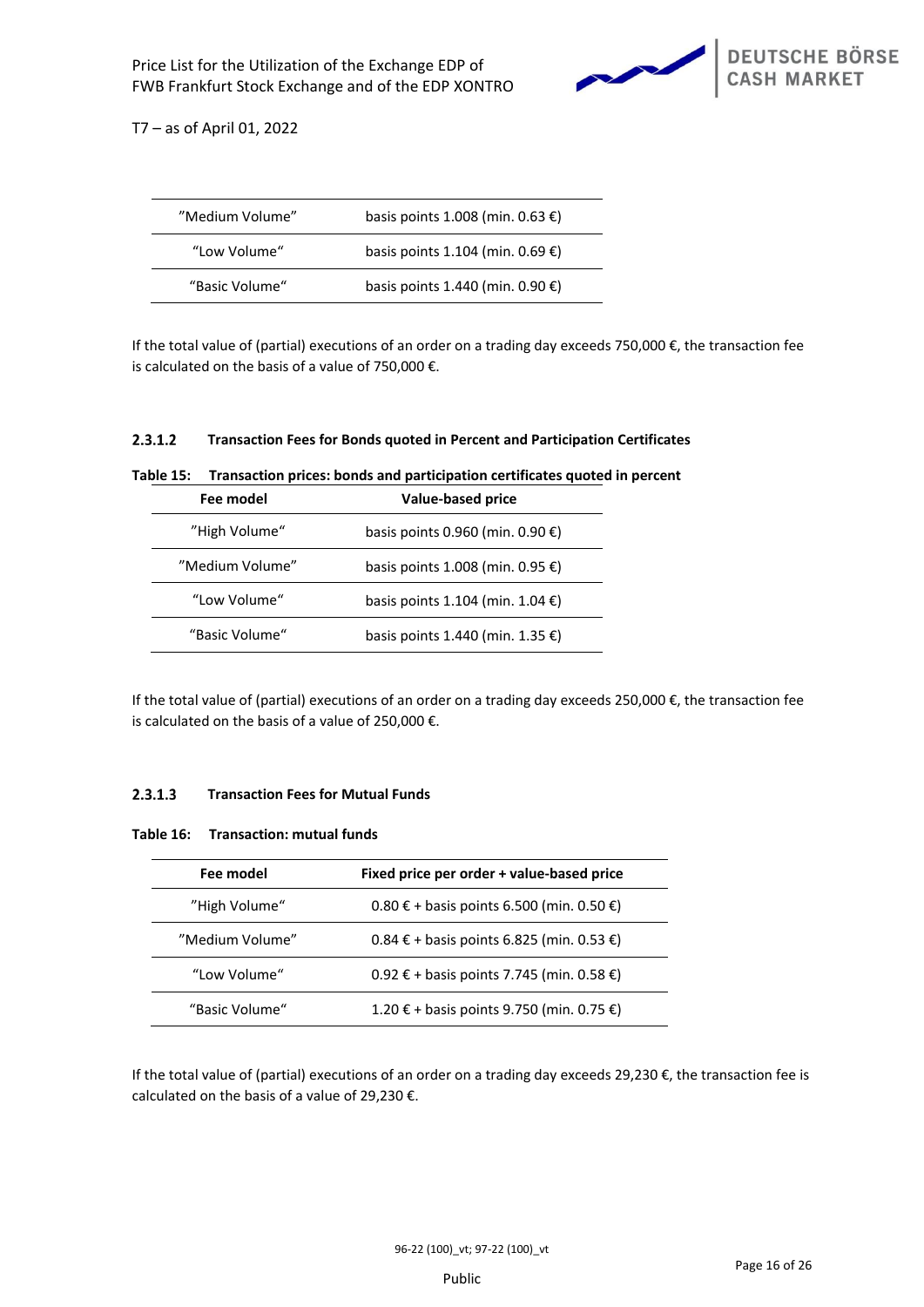| "Medium Volume" | basis points 1.008 (min. 0.63 €) |
|---|---|
| "Low Volume" | basis points 1.104 (min. 0.69 €) |
| "Basic Volume" | basis points 1.440 (min. 0.90 €) |

If the total value of (partial) executions of an order on a trading day exceeds 750,000 €, the transaction fee is calculated on the basis of a value of 750,000 €.

#### 2.3.1.2 Transaction Fees for Bonds quoted in Percent and Participation Certificates

**Table 15: Transaction prices: bonds and participation certificates quoted in percent**

| Fee model | Value-based price |
|---|---|
| "High Volume" | basis points 0.960 (min. 0.90 €) |
| "Medium Volume" | basis points 1.008 (min. 0.95 €) |
| "Low Volume" | basis points 1.104 (min. 1.04 €) |
| "Basic Volume" | basis points 1.440 (min. 1.35 €) |

If the total value of (partial) executions of an order on a trading day exceeds 250,000 €, the transaction fee is calculated on the basis of a value of 250,000 €.

#### 2.3.1.3 Transaction Fees for Mutual Funds

**Table 16: Transaction: mutual funds**

| Fee model | Fixed price per order + value-based price |
|---|---|
| "High Volume" | 0.80 € + basis points 6.500 (min. 0.50 €) |
| "Medium Volume" | 0.84 € + basis points 6.825 (min. 0.53 €) |
| "Low Volume" | 0.92 € + basis points 7.745 (min. 0.58 €) |
| "Basic Volume" | 1.20 € + basis points 9.750 (min. 0.75 €) |

If the total value of (partial) executions of an order on a trading day exceeds 29,230 €, the transaction fee is calculated on the basis of a value of 29,230 €.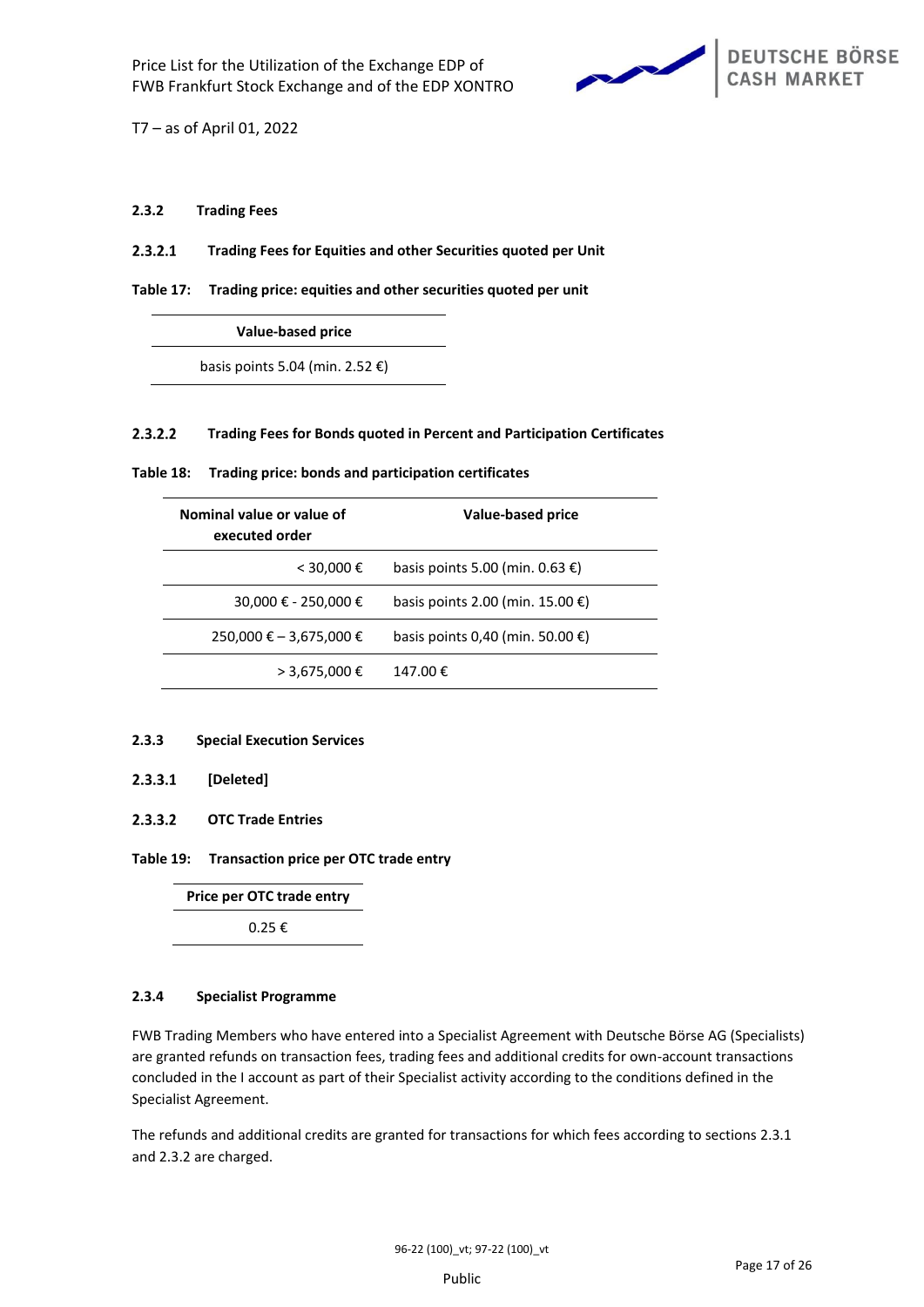#### 2.3.2 Trading Fees

##### 2.3.2.1 Trading Fees for Equities and other Securities quoted per Unit

**Table 17: Trading price: equities and other securities quoted per unit**

| Value-based price |
| --- |
| basis points 5.04 (min. 2.52 €) |

##### 2.3.2.2 Trading Fees for Bonds quoted in Percent and Participation Certificates

**Table 18: Trading price: bonds and participation certificates**

| Nominal value or value of executed order | Value-based price |
| --- | --- |
| < 30,000 € | basis points 5.00 (min. 0.63 €) |
| 30,000 € - 250,000 € | basis points 2.00 (min. 15.00 €) |
| 250,000 € – 3,675,000 € | basis points 0,40 (min. 50.00 €) |
| > 3,675,000 € | 147.00 € |

#### 2.3.3 Special Execution Services

##### 2.3.3.1 [Deleted]

##### 2.3.3.2 OTC Trade Entries

**Table 19: Transaction price per OTC trade entry**

| Price per OTC trade entry |
| --- |
| 0.25 € |

#### 2.3.4 Specialist Programme

FWB Trading Members who have entered into a Specialist Agreement with Deutsche Börse AG (Specialists) are granted refunds on transaction fees, trading fees and additional credits for own-account transactions concluded in the I account as part of their Specialist activity according to the conditions defined in the Specialist Agreement.

The refunds and additional credits are granted for transactions for which fees according to sections 2.3.1 and 2.3.2 are charged.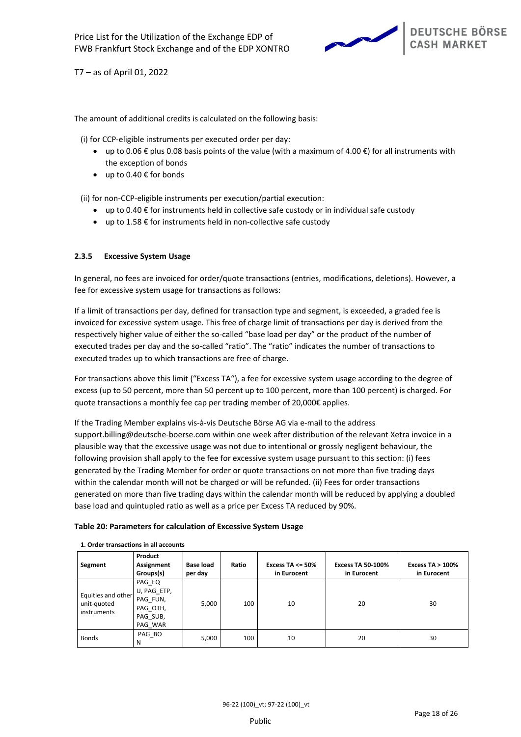The amount of additional credits is calculated on the following basis:

(i) for CCP-eligible instruments per executed order per day:

- up to 0.06 € plus 0.08 basis points of the value (with a maximum of 4.00 €) for all instruments with the exception of bonds
- up to 0.40 € for bonds

(ii) for non-CCP-eligible instruments per execution/partial execution:

- up to 0.40 € for instruments held in collective safe custody or in individual safe custody
- up to 1.58 € for instruments held in non-collective safe custody

#### 2.3.5 Excessive System Usage

In general, no fees are invoiced for order/quote transactions (entries, modifications, deletions). However, a fee for excessive system usage for transactions as follows:

If a limit of transactions per day, defined for transaction type and segment, is exceeded, a graded fee is invoiced for excessive system usage. This free of charge limit of transactions per day is derived from the respectively higher value of either the so-called "base load per day" or the product of the number of executed trades per day and the so-called "ratio". The "ratio" indicates the number of transactions to executed trades up to which transactions are free of charge.

For transactions above this limit ("Excess TA"), a fee for excessive system usage according to the degree of excess (up to 50 percent, more than 50 percent up to 100 percent, more than 100 percent) is charged. For quote transactions a monthly fee cap per trading member of 20,000€ applies.

If the Trading Member explains vis-à-vis Deutsche Börse AG via e-mail to the address support.billing@deutsche-boerse.com within one week after distribution of the relevant Xetra invoice in a plausible way that the excessive usage was not due to intentional or grossly negligent behaviour, the following provision shall apply to the fee for excessive system usage pursuant to this section: (i) fees generated by the Trading Member for order or quote transactions on not more than five trading days within the calendar month will not be charged or will be refunded. (ii) Fees for order transactions generated on more than five trading days within the calendar month will be reduced by applying a doubled base load and quintupled ratio as well as a price per Excess TA reduced by 90%.

**Table 20: Parameters for calculation of Excessive System Usage**

**1. Order transactions in all accounts**

| Segment | Product Assignment Groups(s) | Base load per day | Ratio | Excess TA <= 50% in Eurocent | Excess TA 50-100% in Eurocent | Excess TA > 100% in Eurocent |
|---|---|---|---|---|---|---|
| Equities and other unit-quoted instruments | PAG_EQU, PAG_ETP, PAG_FUN, PAG_OTH, PAG_SUB, PAG_WAR | 5,000 | 100 | 10 | 20 | 30 |
| Bonds | PAG_BON | 5,000 | 100 | 10 | 20 | 30 |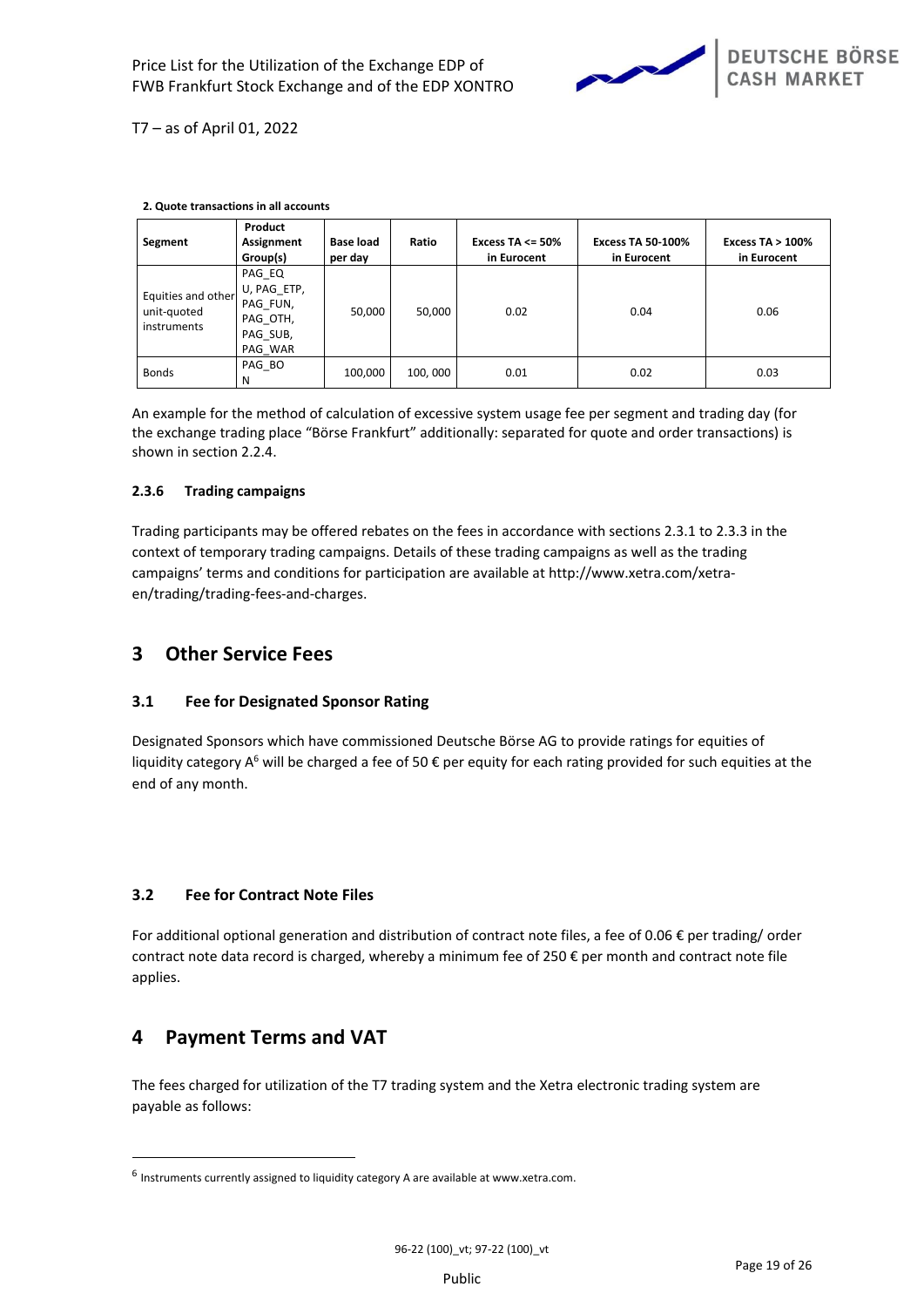**2. Quote transactions in all accounts**

| Segment | Product Assignment Group(s) | Base load per day | Ratio | Excess TA <= 50% in Eurocent | Excess TA 50-100% in Eurocent | Excess TA > 100% in Eurocent |
|---|---|---|---|---|---|---|
| Equities and other unit-quoted instruments | PAG_EQU, PAG_ETP, PAG_FUN, PAG_OTH, PAG_SUB, PAG_WAR | 50,000 | 50,000 | 0.02 | 0.04 | 0.06 |
| Bonds | PAG_BON | 100,000 | 100, 000 | 0.01 | 0.02 | 0.03 |

An example for the method of calculation of excessive system usage fee per segment and trading day (for the exchange trading place "Börse Frankfurt" additionally: separated for quote and order transactions) is shown in section 2.2.4.

### 2.3.6 Trading campaigns

Trading participants may be offered rebates on the fees in accordance with sections 2.3.1 to 2.3.3 in the context of temporary trading campaigns. Details of these trading campaigns as well as the trading campaigns' terms and conditions for participation are available at http://www.xetra.com/xetra-en/trading/trading-fees-and-charges.

# 3 Other Service Fees

## 3.1 Fee for Designated Sponsor Rating

Designated Sponsors which have commissioned Deutsche Börse AG to provide ratings for equities of liquidity category A[6] will be charged a fee of 50 € per equity for each rating provided for such equities at the end of any month.

## 3.2 Fee for Contract Note Files

For additional optional generation and distribution of contract note files, a fee of 0.06 € per trading/ order contract note data record is charged, whereby a minimum fee of 250 € per month and contract note file applies.

# 4 Payment Terms and VAT

The fees charged for utilization of the T7 trading system and the Xetra electronic trading system are payable as follows:

[6] Instruments currently assigned to liquidity category A are available at www.xetra.com.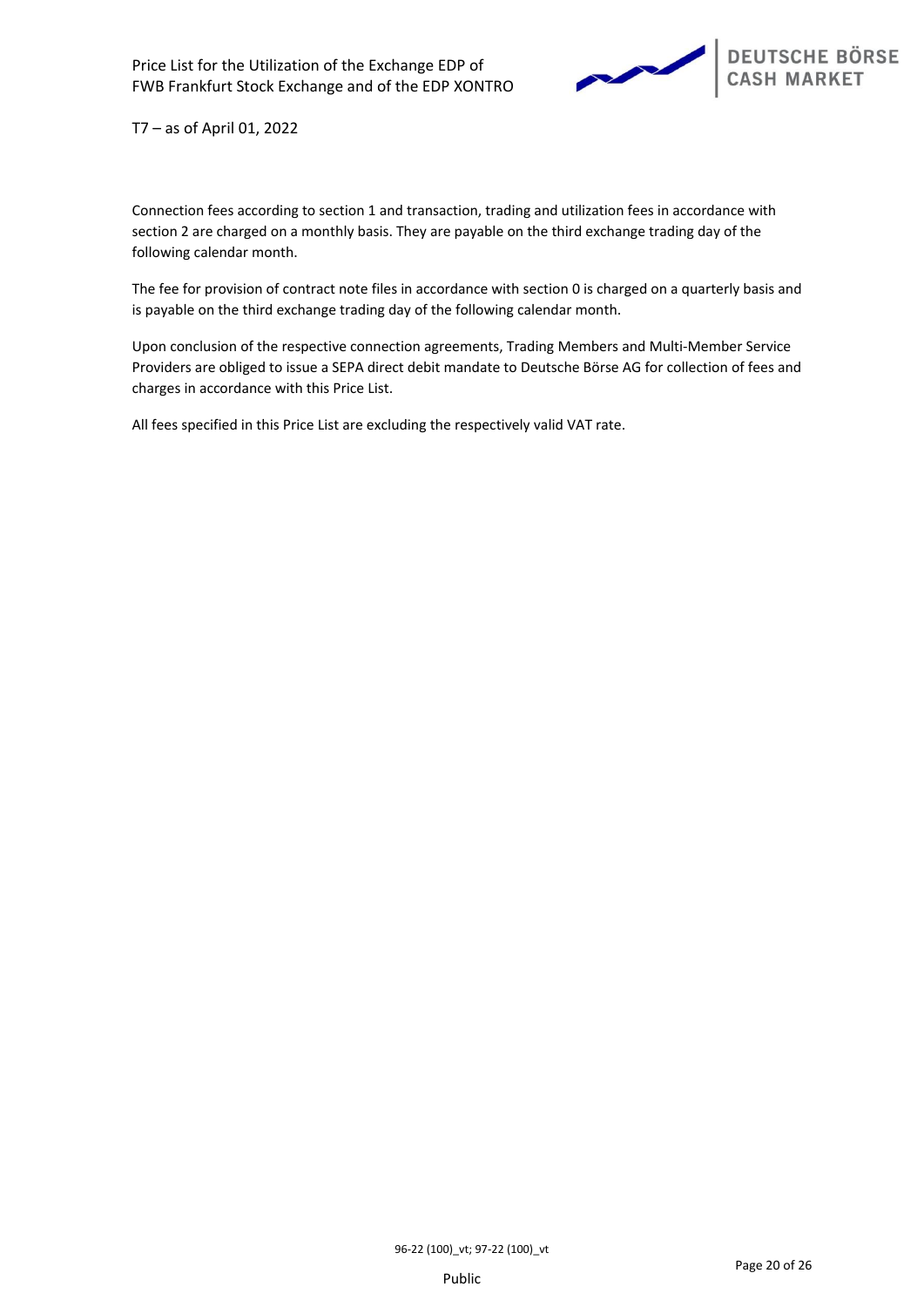Connection fees according to section 1 and transaction, trading and utilization fees in accordance with section 2 are charged on a monthly basis. They are payable on the third exchange trading day of the following calendar month.

The fee for provision of contract note files in accordance with section 0 is charged on a quarterly basis and is payable on the third exchange trading day of the following calendar month.

Upon conclusion of the respective connection agreements, Trading Members and Multi-Member Service Providers are obliged to issue a SEPA direct debit mandate to Deutsche Börse AG for collection of fees and charges in accordance with this Price List.

All fees specified in this Price List are excluding the respectively valid VAT rate.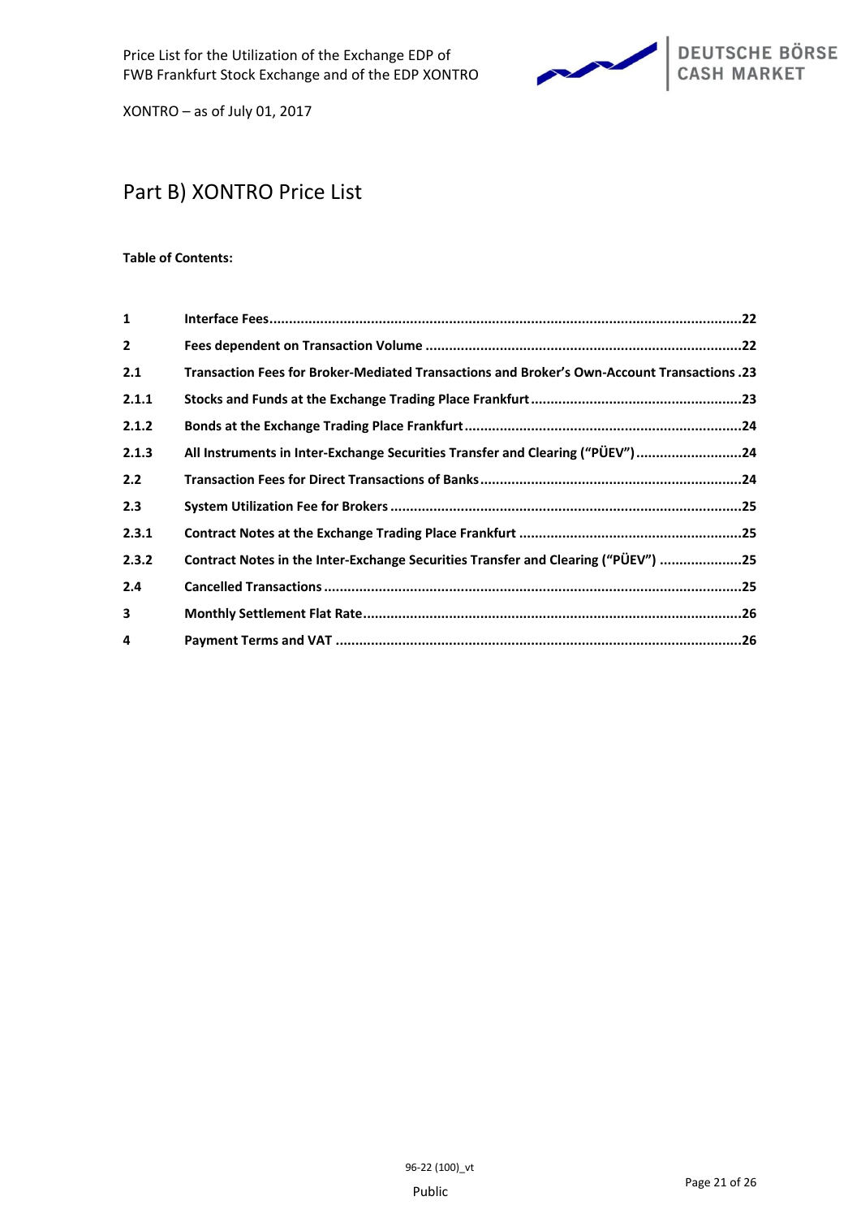# Part B) XONTRO Price List

**Table of Contents:**

| | | |
|---|---|---|
| **1** | **Interface Fees** | **22** |
| **2** | **Fees dependent on Transaction Volume** | **22** |
| **2.1** | **Transaction Fees for Broker-Mediated Transactions and Broker's Own-Account Transactions** | **23** |
| **2.1.1** | **Stocks and Funds at the Exchange Trading Place Frankfurt** | **23** |
| **2.1.2** | **Bonds at the Exchange Trading Place Frankfurt** | **24** |
| **2.1.3** | **All Instruments in Inter-Exchange Securities Transfer and Clearing ("PÜEV")** | **24** |
| **2.2** | **Transaction Fees for Direct Transactions of Banks** | **24** |
| **2.3** | **System Utilization Fee for Brokers** | **25** |
| **2.3.1** | **Contract Notes at the Exchange Trading Place Frankfurt** | **25** |
| **2.3.2** | **Contract Notes in the Inter-Exchange Securities Transfer and Clearing ("PÜEV")** | **25** |
| **2.4** | **Cancelled Transactions** | **25** |
| **3** | **Monthly Settlement Flat Rate** | **26** |
| **4** | **Payment Terms and VAT** | **26** |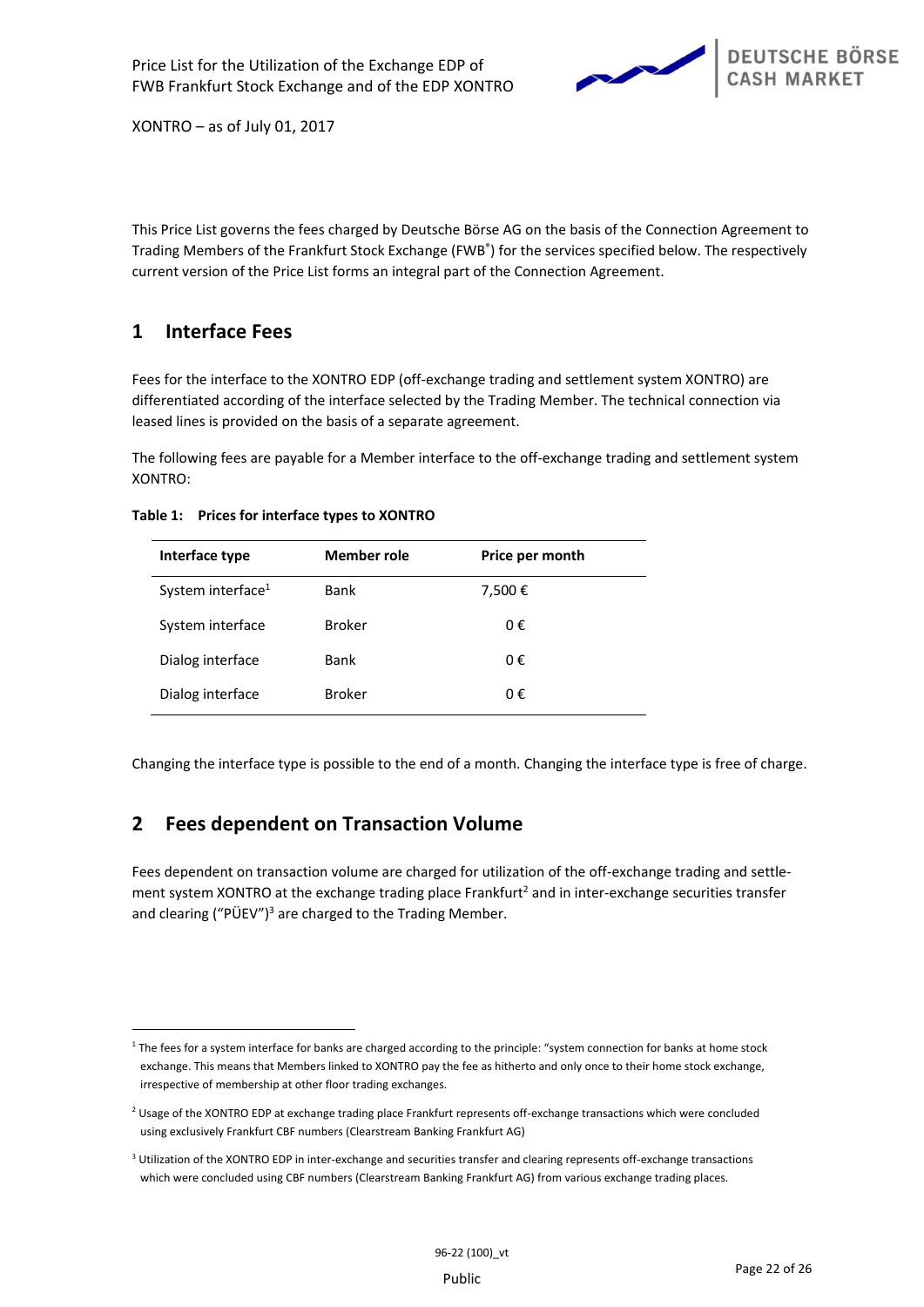XONTRO – as of July 01, 2017

This Price List governs the fees charged by Deutsche Börse AG on the basis of the Connection Agreement to Trading Members of the Frankfurt Stock Exchange (FWB®) for the services specified below. The respectively current version of the Price List forms an integral part of the Connection Agreement.

## 1 Interface Fees

Fees for the interface to the XONTRO EDP (off-exchange trading and settlement system XONTRO) are differentiated according of the interface selected by the Trading Member. The technical connection via leased lines is provided on the basis of a separate agreement.

The following fees are payable for a Member interface to the off-exchange trading and settlement system XONTRO:

**Table 1: Prices for interface types to XONTRO**

| Interface type | Member role | Price per month |
|---|---|---|
| System interface[1] | Bank | 7,500 € |
| System interface | Broker | 0 € |
| Dialog interface | Bank | 0 € |
| Dialog interface | Broker | 0 € |

Changing the interface type is possible to the end of a month. Changing the interface type is free of charge.

## 2 Fees dependent on Transaction Volume

Fees dependent on transaction volume are charged for utilization of the off-exchange trading and settlement system XONTRO at the exchange trading place Frankfurt[2] and in inter-exchange securities transfer and clearing ("PÜEV")[3] are charged to the Trading Member.

---

[1] The fees for a system interface for banks are charged according to the principle: "system connection for banks at home stock exchange. This means that Members linked to XONTRO pay the fee as hitherto and only once to their home stock exchange, irrespective of membership at other floor trading exchanges.

[2] Usage of the XONTRO EDP at exchange trading place Frankfurt represents off-exchange transactions which were concluded using exclusively Frankfurt CBF numbers (Clearstream Banking Frankfurt AG)

[3] Utilization of the XONTRO EDP in inter-exchange and securities transfer and clearing represents off-exchange transactions which were concluded using CBF numbers (Clearstream Banking Frankfurt AG) from various exchange trading places.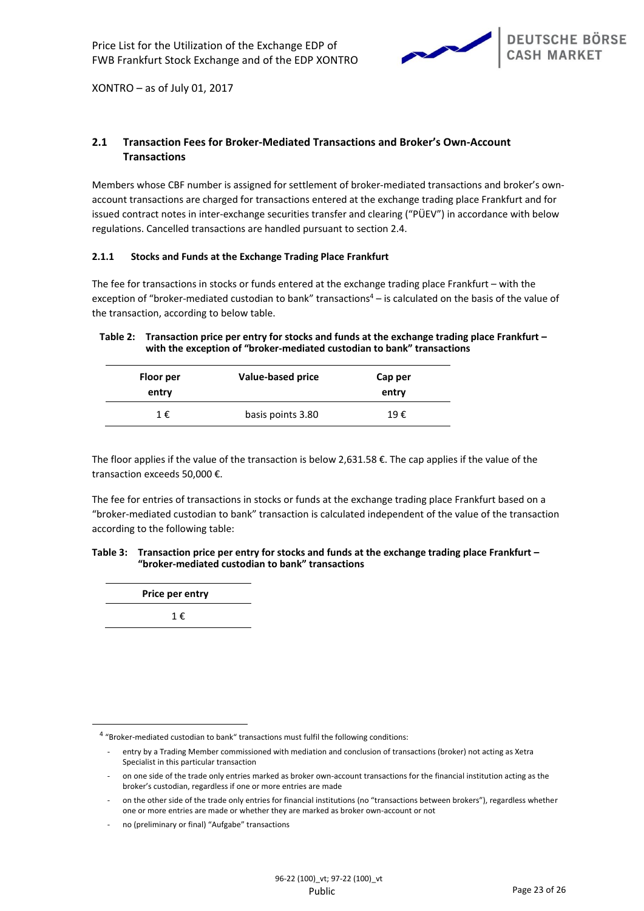## 2.1 Transaction Fees for Broker-Mediated Transactions and Broker's Own-Account Transactions

Members whose CBF number is assigned for settlement of broker-mediated transactions and broker's own-account transactions are charged for transactions entered at the exchange trading place Frankfurt and for issued contract notes in inter-exchange securities transfer and clearing ("PÜEV") in accordance with below regulations. Cancelled transactions are handled pursuant to section 2.4.

### 2.1.1 Stocks and Funds at the Exchange Trading Place Frankfurt

The fee for transactions in stocks or funds entered at the exchange trading place Frankfurt – with the exception of "broker-mediated custodian to bank" transactions[4] – is calculated on the basis of the value of the transaction, according to below table.

**Table 2: Transaction price per entry for stocks and funds at the exchange trading place Frankfurt – with the exception of "broker-mediated custodian to bank" transactions**

| Floor per entry | Value-based price | Cap per entry |
|---|---|---|
| 1 € | basis points 3.80 | 19 € |

The floor applies if the value of the transaction is below 2,631.58 €. The cap applies if the value of the transaction exceeds 50,000 €.

The fee for entries of transactions in stocks or funds at the exchange trading place Frankfurt based on a "broker-mediated custodian to bank" transaction is calculated independent of the value of the transaction according to the following table:

**Table 3: Transaction price per entry for stocks and funds at the exchange trading place Frankfurt – "broker-mediated custodian to bank" transactions**

| Price per entry |
|---|
| 1 € |

[4] "Broker-mediated custodian to bank" transactions must fulfil the following conditions:

- entry by a Trading Member commissioned with mediation and conclusion of transactions (broker) not acting as Xetra Specialist in this particular transaction
- on one side of the trade only entries marked as broker own-account transactions for the financial institution acting as the broker's custodian, regardless if one or more entries are made
- on the other side of the trade only entries for financial institutions (no "transactions between brokers"), regardless whether one or more entries are made or whether they are marked as broker own-account or not
- no (preliminary or final) "Aufgabe" transactions

96-22 (100)_vt; 97-22 (100)_vt

Public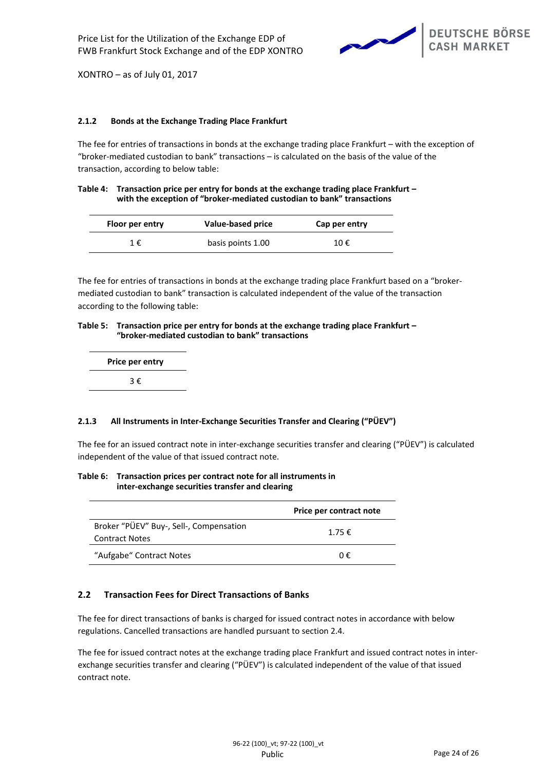#### 2.1.2 Bonds at the Exchange Trading Place Frankfurt

The fee for entries of transactions in bonds at the exchange trading place Frankfurt – with the exception of “broker-mediated custodian to bank” transactions – is calculated on the basis of the value of the transaction, according to below table:

**Table 4: Transaction price per entry for bonds at the exchange trading place Frankfurt – with the exception of “broker-mediated custodian to bank” transactions**

| Floor per entry | Value-based price | Cap per entry |
|---|---|---|
| 1 € | basis points 1.00 | 10 € |

The fee for entries of transactions in bonds at the exchange trading place Frankfurt based on a “broker-mediated custodian to bank” transaction is calculated independent of the value of the transaction according to the following table:

**Table 5: Transaction price per entry for bonds at the exchange trading place Frankfurt – “broker-mediated custodian to bank” transactions**

| Price per entry |
|---|
| 3 € |

#### 2.1.3 All Instruments in Inter-Exchange Securities Transfer and Clearing (“PÜEV”)

The fee for an issued contract note in inter-exchange securities transfer and clearing (“PÜEV”) is calculated independent of the value of that issued contract note.

**Table 6: Transaction prices per contract note for all instruments in inter-exchange securities transfer and clearing**

| | Price per contract note |
|---|---|
| Broker “PÜEV” Buy-, Sell-, Compensation Contract Notes | 1.75 € |
| “Aufgabe“ Contract Notes | 0 € |

### 2.2 Transaction Fees for Direct Transactions of Banks

The fee for direct transactions of banks is charged for issued contract notes in accordance with below regulations. Cancelled transactions are handled pursuant to section 2.4.

The fee for issued contract notes at the exchange trading place Frankfurt and issued contract notes in inter-exchange securities transfer and clearing (“PÜEV”) is calculated independent of the value of that issued contract note.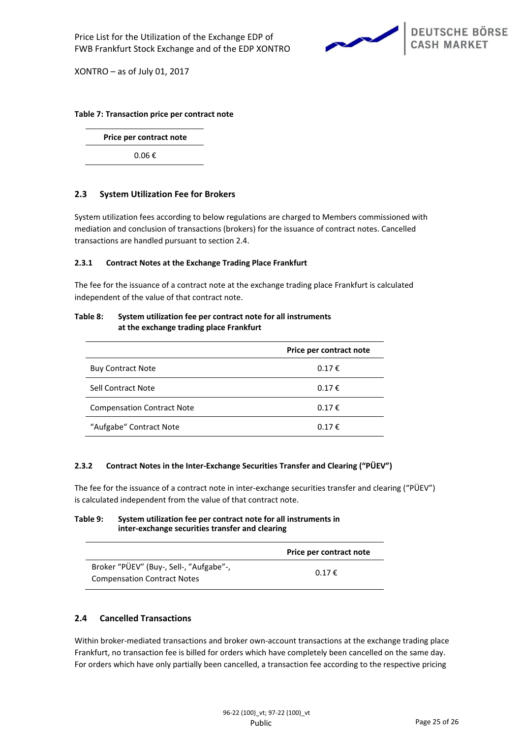**Table 7: Transaction price per contract note**

| Price per contract note |
| --- |
| 0.06 € |

## 2.3 System Utilization Fee for Brokers

System utilization fees according to below regulations are charged to Members commissioned with mediation and conclusion of transactions (brokers) for the issuance of contract notes. Cancelled transactions are handled pursuant to section 2.4.

### 2.3.1 Contract Notes at the Exchange Trading Place Frankfurt

The fee for the issuance of a contract note at the exchange trading place Frankfurt is calculated independent of the value of that contract note.

**Table 8: System utilization fee per contract note for all instruments at the exchange trading place Frankfurt**

| | Price per contract note |
| --- | --- |
| Buy Contract Note | 0.17 € |
| Sell Contract Note | 0.17 € |
| Compensation Contract Note | 0.17 € |
| “Aufgabe“ Contract Note | 0.17 € |

### 2.3.2 Contract Notes in the Inter-Exchange Securities Transfer and Clearing (“PÜEV”)

The fee for the issuance of a contract note in inter-exchange securities transfer and clearing (“PÜEV”) is calculated independent from the value of that contract note.

**Table 9: System utilization fee per contract note for all instruments in inter-exchange securities transfer and clearing**

| | Price per contract note |
| --- | --- |
| Broker “PÜEV” (Buy-, Sell-, ”Aufgabe”-, Compensation Contract Notes | 0.17 € |

## 2.4 Cancelled Transactions

Within broker-mediated transactions and broker own-account transactions at the exchange trading place Frankfurt, no transaction fee is billed for orders which have completely been cancelled on the same day. For orders which have only partially been cancelled, a transaction fee according to the respective pricing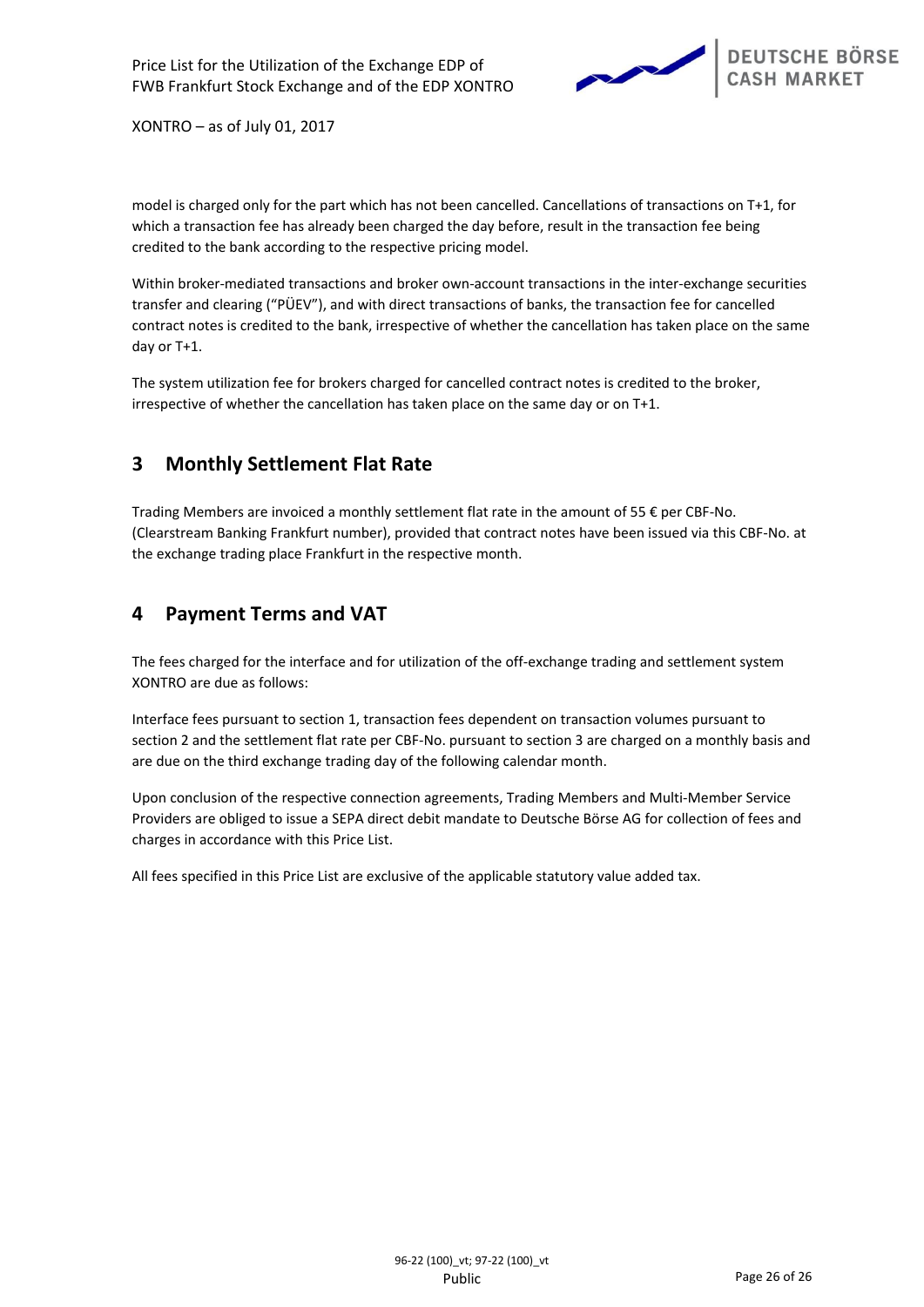model is charged only for the part which has not been cancelled. Cancellations of transactions on T+1, for which a transaction fee has already been charged the day before, result in the transaction fee being credited to the bank according to the respective pricing model.

Within broker-mediated transactions and broker own-account transactions in the inter-exchange securities transfer and clearing ("PÜEV"), and with direct transactions of banks, the transaction fee for cancelled contract notes is credited to the bank, irrespective of whether the cancellation has taken place on the same day or T+1.

The system utilization fee for brokers charged for cancelled contract notes is credited to the broker, irrespective of whether the cancellation has taken place on the same day or on T+1.

## 3 Monthly Settlement Flat Rate

Trading Members are invoiced a monthly settlement flat rate in the amount of 55 € per CBF-No. (Clearstream Banking Frankfurt number), provided that contract notes have been issued via this CBF-No. at the exchange trading place Frankfurt in the respective month.

## 4 Payment Terms and VAT

The fees charged for the interface and for utilization of the off-exchange trading and settlement system XONTRO are due as follows:

Interface fees pursuant to section 1, transaction fees dependent on transaction volumes pursuant to section 2 and the settlement flat rate per CBF-No. pursuant to section 3 are charged on a monthly basis and are due on the third exchange trading day of the following calendar month.

Upon conclusion of the respective connection agreements, Trading Members and Multi-Member Service Providers are obliged to issue a SEPA direct debit mandate to Deutsche Börse AG for collection of fees and charges in accordance with this Price List.

All fees specified in this Price List are exclusive of the applicable statutory value added tax.